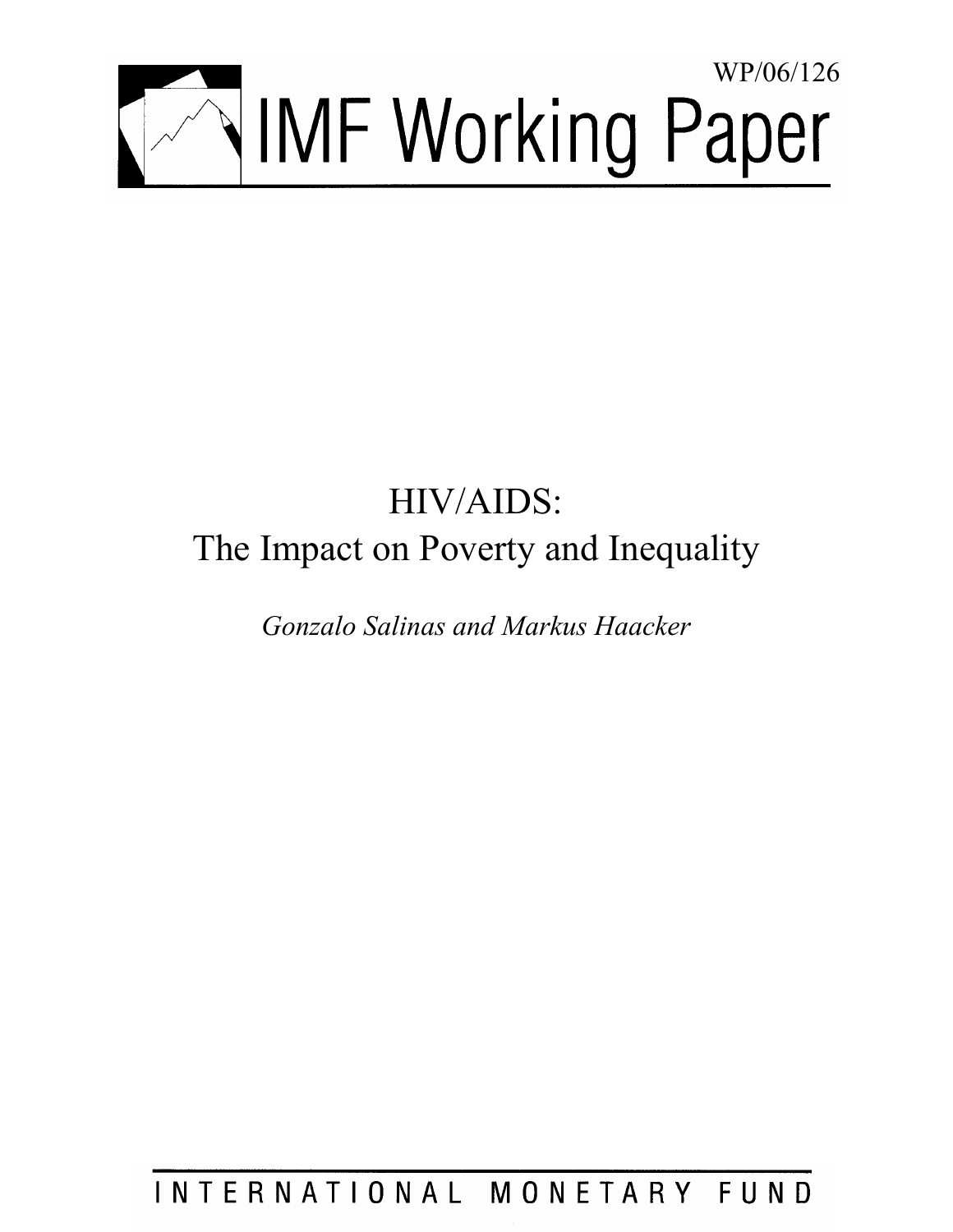WP/06/126

# IMF Working Paper

# HIV/AIDS: The Impact on Poverty and Inequality

*Gonzalo Salinas and Markus Haacker*

INTERNATIONAL MONETARY FUND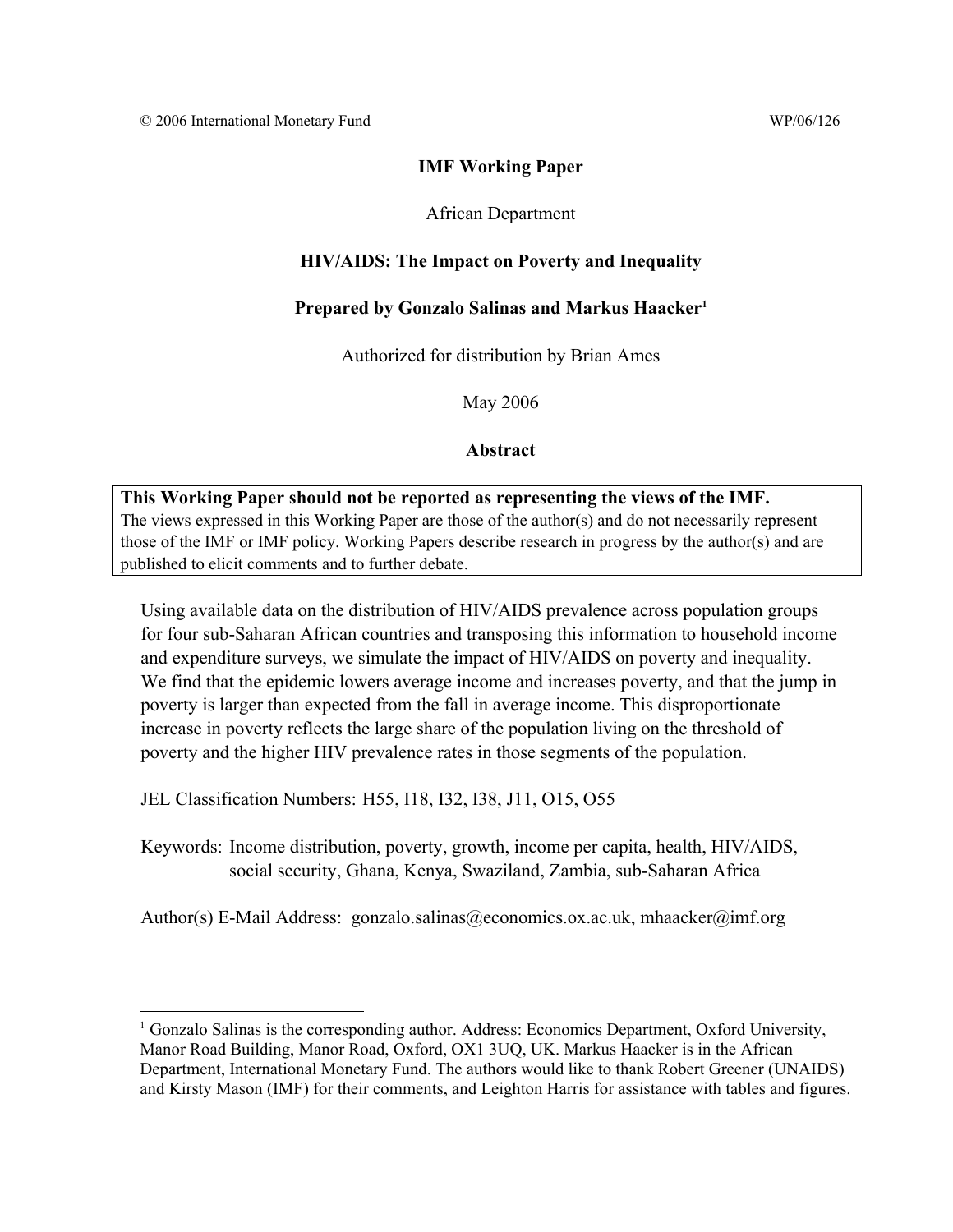© 2006 International Monetary Fund WP/06/126

**IMF Working Paper**

African Department

**HIV/AIDS: The Impact on Poverty and Inequality**

**Prepared by Gonzalo Salinas and Markus Haacker[1]**

Authorized for distribution by Brian Ames

May 2006

**Abstract**

**This Working Paper should not be reported as representing the views of the IMF.**
The views expressed in this Working Paper are those of the author(s) and do not necessarily represent those of the IMF or IMF policy. Working Papers describe research in progress by the author(s) and are published to elicit comments and to further debate.

Using available data on the distribution of HIV/AIDS prevalence across population groups for four sub-Saharan African countries and transposing this information to household income and expenditure surveys, we simulate the impact of HIV/AIDS on poverty and inequality. We find that the epidemic lowers average income and increases poverty, and that the jump in poverty is larger than expected from the fall in average income. This disproportionate increase in poverty reflects the large share of the population living on the threshold of poverty and the higher HIV prevalence rates in those segments of the population.

JEL Classification Numbers: H55, I18, I32, I38, J11, O15, O55

Keywords: Income distribution, poverty, growth, income per capita, health, HIV/AIDS, social security, Ghana, Kenya, Swaziland, Zambia, sub-Saharan Africa

Author(s) E-Mail Address: gonzalo.salinas@economics.ox.ac.uk, mhaacker@imf.org

---

[1] Gonzalo Salinas is the corresponding author. Address: Economics Department, Oxford University, Manor Road Building, Manor Road, Oxford, OX1 3UQ, UK. Markus Haacker is in the African Department, International Monetary Fund. The authors would like to thank Robert Greener (UNAIDS) and Kirsty Mason (IMF) for their comments, and Leighton Harris for assistance with tables and figures.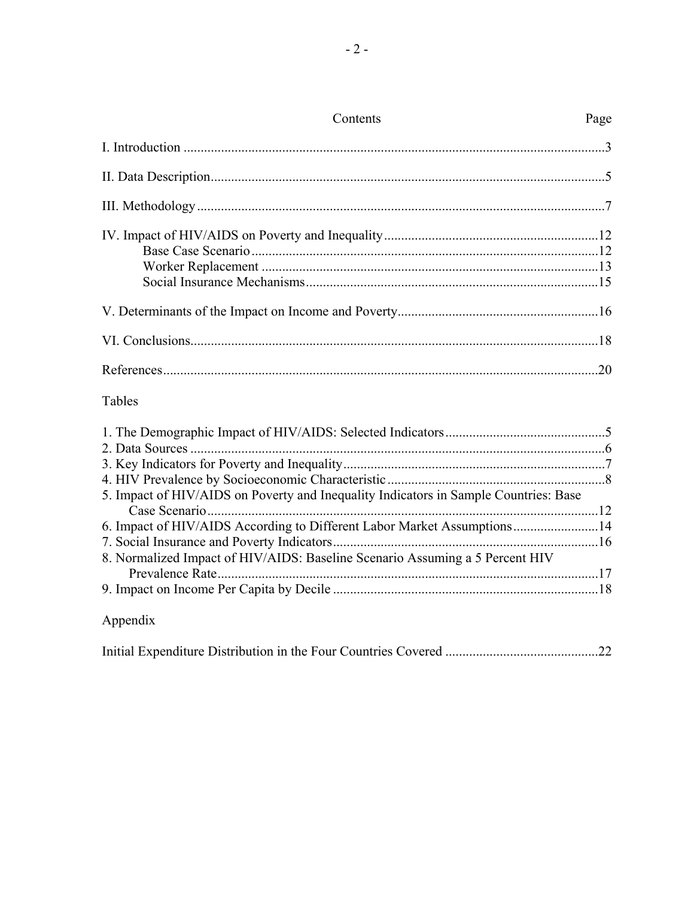## Contents

| | Page |
|---|---|
| I. Introduction | 3 |
| II. Data Description | 5 |
| III. Methodology | 7 |
| IV. Impact of HIV/AIDS on Poverty and Inequality | 12 |
| Base Case Scenario | 12 |
| Worker Replacement | 13 |
| Social Insurance Mechanisms | 15 |
| V. Determinants of the Impact on Income and Poverty | 16 |
| VI. Conclusions | 18 |
| References | 20 |

### Tables

| | |
|---|---|
| 1. The Demographic Impact of HIV/AIDS: Selected Indicators | 5 |
| 2. Data Sources | 6 |
| 3. Key Indicators for Poverty and Inequality | 7 |
| 4. HIV Prevalence by Socioeconomic Characteristic | 8 |
| 5. Impact of HIV/AIDS on Poverty and Inequality Indicators in Sample Countries: Base Case Scenario | 12 |
| 6. Impact of HIV/AIDS According to Different Labor Market Assumptions | 14 |
| 7. Social Insurance and Poverty Indicators | 16 |
| 8. Normalized Impact of HIV/AIDS: Baseline Scenario Assuming a 5 Percent HIV Prevalence Rate | 17 |
| 9. Impact on Income Per Capita by Decile | 18 |

### Appendix

| | |
|---|---|
| Initial Expenditure Distribution in the Four Countries Covered | 22 |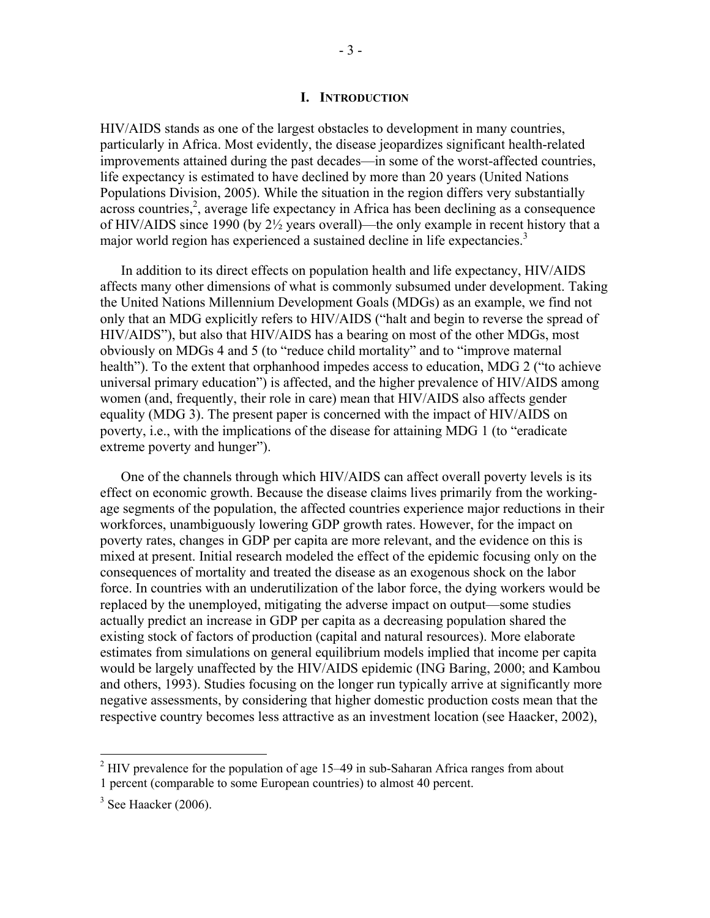# I. INTRODUCTION

HIV/AIDS stands as one of the largest obstacles to development in many countries, particularly in Africa. Most evidently, the disease jeopardizes significant health-related improvements attained during the past decades—in some of the worst-affected countries, life expectancy is estimated to have declined by more than 20 years (United Nations Populations Division, 2005). While the situation in the region differs very substantially across countries,[2], average life expectancy in Africa has been declining as a consequence of HIV/AIDS since 1990 (by 2½ years overall)—the only example in recent history that a major world region has experienced a sustained decline in life expectancies.[3]

In addition to its direct effects on population health and life expectancy, HIV/AIDS affects many other dimensions of what is commonly subsumed under development. Taking the United Nations Millennium Development Goals (MDGs) as an example, we find not only that an MDG explicitly refers to HIV/AIDS ("halt and begin to reverse the spread of HIV/AIDS"), but also that HIV/AIDS has a bearing on most of the other MDGs, most obviously on MDGs 4 and 5 (to "reduce child mortality" and to "improve maternal health"). To the extent that orphanhood impedes access to education, MDG 2 ("to achieve universal primary education") is affected, and the higher prevalence of HIV/AIDS among women (and, frequently, their role in care) mean that HIV/AIDS also affects gender equality (MDG 3). The present paper is concerned with the impact of HIV/AIDS on poverty, i.e., with the implications of the disease for attaining MDG 1 (to "eradicate extreme poverty and hunger").

One of the channels through which HIV/AIDS can affect overall poverty levels is its effect on economic growth. Because the disease claims lives primarily from the working-age segments of the population, the affected countries experience major reductions in their workforces, unambiguously lowering GDP growth rates. However, for the impact on poverty rates, changes in GDP per capita are more relevant, and the evidence on this is mixed at present. Initial research modeled the effect of the epidemic focusing only on the consequences of mortality and treated the disease as an exogenous shock on the labor force. In countries with an underutilization of the labor force, the dying workers would be replaced by the unemployed, mitigating the adverse impact on output—some studies actually predict an increase in GDP per capita as a decreasing population shared the existing stock of factors of production (capital and natural resources). More elaborate estimates from simulations on general equilibrium models implied that income per capita would be largely unaffected by the HIV/AIDS epidemic (ING Baring, 2000; and Kambou and others, 1993). Studies focusing on the longer run typically arrive at significantly more negative assessments, by considering that higher domestic production costs mean that the respective country becomes less attractive as an investment location (see Haacker, 2002),

---

[2] HIV prevalence for the population of age 15–49 in sub-Saharan Africa ranges from about 1 percent (comparable to some European countries) to almost 40 percent.

[3] See Haacker (2006).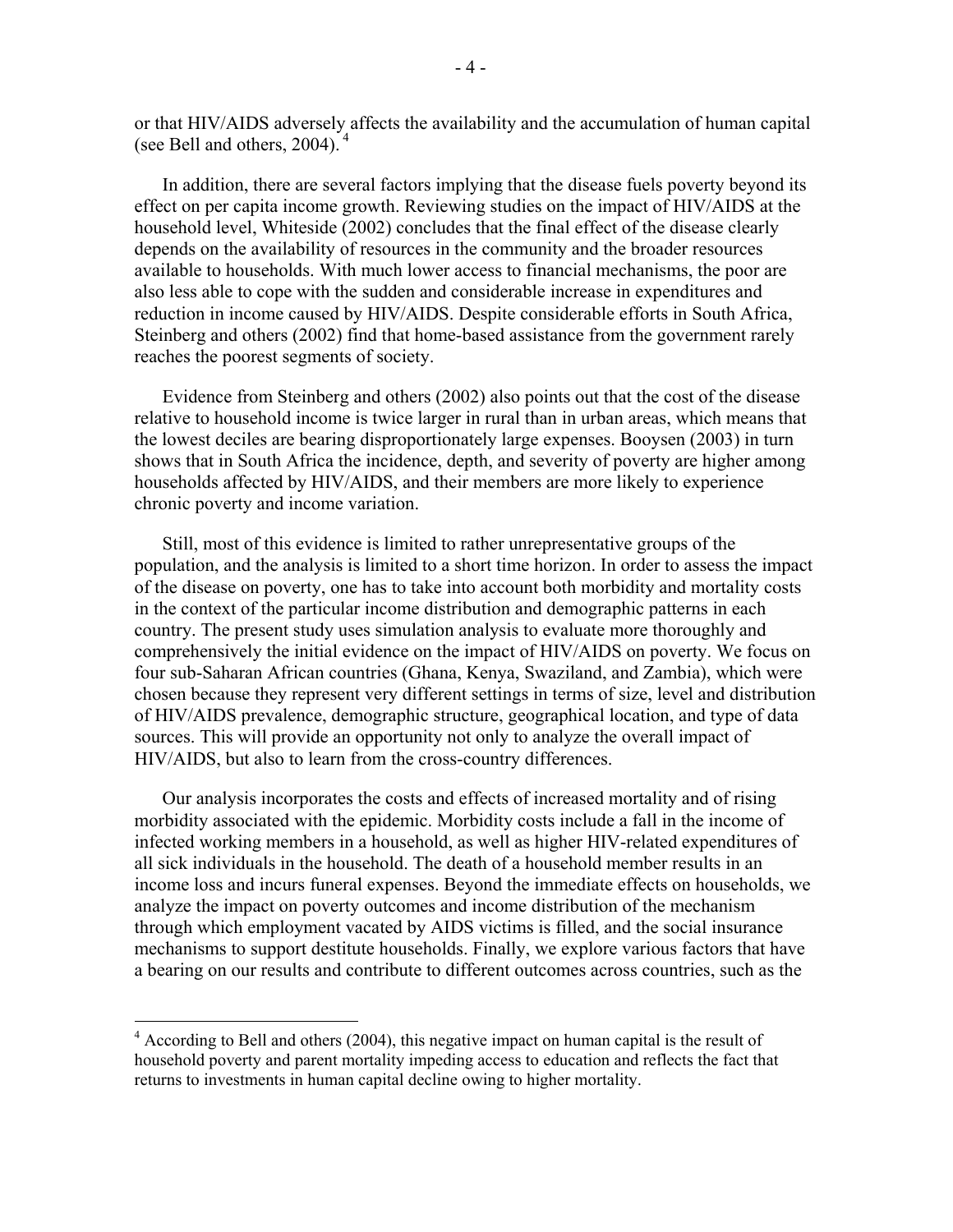or that HIV/AIDS adversely affects the availability and the accumulation of human capital (see Bell and others, 2004).[4]

In addition, there are several factors implying that the disease fuels poverty beyond its effect on per capita income growth. Reviewing studies on the impact of HIV/AIDS at the household level, Whiteside (2002) concludes that the final effect of the disease clearly depends on the availability of resources in the community and the broader resources available to households. With much lower access to financial mechanisms, the poor are also less able to cope with the sudden and considerable increase in expenditures and reduction in income caused by HIV/AIDS. Despite considerable efforts in South Africa, Steinberg and others (2002) find that home-based assistance from the government rarely reaches the poorest segments of society.

Evidence from Steinberg and others (2002) also points out that the cost of the disease relative to household income is twice larger in rural than in urban areas, which means that the lowest deciles are bearing disproportionately large expenses. Booysen (2003) in turn shows that in South Africa the incidence, depth, and severity of poverty are higher among households affected by HIV/AIDS, and their members are more likely to experience chronic poverty and income variation.

Still, most of this evidence is limited to rather unrepresentative groups of the population, and the analysis is limited to a short time horizon. In order to assess the impact of the disease on poverty, one has to take into account both morbidity and mortality costs in the context of the particular income distribution and demographic patterns in each country. The present study uses simulation analysis to evaluate more thoroughly and comprehensively the initial evidence on the impact of HIV/AIDS on poverty. We focus on four sub-Saharan African countries (Ghana, Kenya, Swaziland, and Zambia), which were chosen because they represent very different settings in terms of size, level and distribution of HIV/AIDS prevalence, demographic structure, geographical location, and type of data sources. This will provide an opportunity not only to analyze the overall impact of HIV/AIDS, but also to learn from the cross-country differences.

Our analysis incorporates the costs and effects of increased mortality and of rising morbidity associated with the epidemic. Morbidity costs include a fall in the income of infected working members in a household, as well as higher HIV-related expenditures of all sick individuals in the household. The death of a household member results in an income loss and incurs funeral expenses. Beyond the immediate effects on households, we analyze the impact on poverty outcomes and income distribution of the mechanism through which employment vacated by AIDS victims is filled, and the social insurance mechanisms to support destitute households. Finally, we explore various factors that have a bearing on our results and contribute to different outcomes across countries, such as the

[4] According to Bell and others (2004), this negative impact on human capital is the result of household poverty and parent mortality impeding access to education and reflects the fact that returns to investments in human capital decline owing to higher mortality.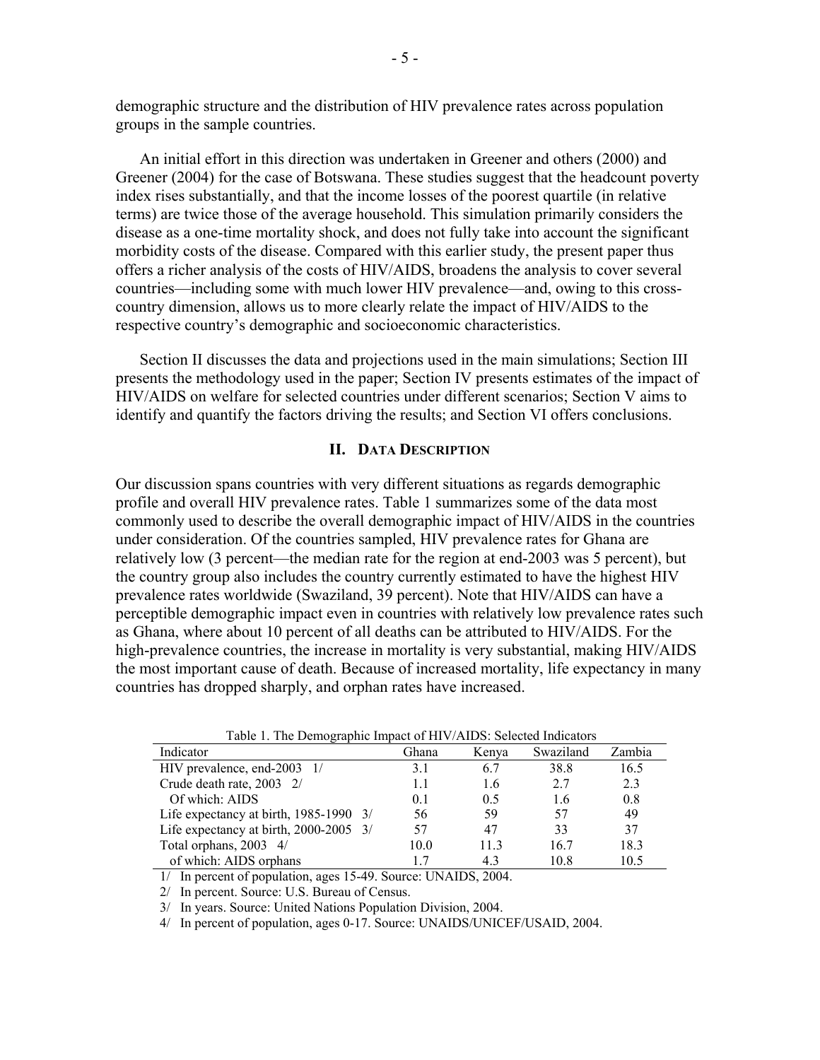demographic structure and the distribution of HIV prevalence rates across population groups in the sample countries.

An initial effort in this direction was undertaken in Greener and others (2000) and Greener (2004) for the case of Botswana. These studies suggest that the headcount poverty index rises substantially, and that the income losses of the poorest quartile (in relative terms) are twice those of the average household. This simulation primarily considers the disease as a one-time mortality shock, and does not fully take into account the significant morbidity costs of the disease. Compared with this earlier study, the present paper thus offers a richer analysis of the costs of HIV/AIDS, broadens the analysis to cover several countries—including some with much lower HIV prevalence—and, owing to this cross-country dimension, allows us to more clearly relate the impact of HIV/AIDS to the respective country's demographic and socioeconomic characteristics.

Section II discusses the data and projections used in the main simulations; Section III presents the methodology used in the paper; Section IV presents estimates of the impact of HIV/AIDS on welfare for selected countries under different scenarios; Section V aims to identify and quantify the factors driving the results; and Section VI offers conclusions.

## II. Data Description

Our discussion spans countries with very different situations as regards demographic profile and overall HIV prevalence rates. Table 1 summarizes some of the data most commonly used to describe the overall demographic impact of HIV/AIDS in the countries under consideration. Of the countries sampled, HIV prevalence rates for Ghana are relatively low (3 percent—the median rate for the region at end-2003 was 5 percent), but the country group also includes the country currently estimated to have the highest HIV prevalence rates worldwide (Swaziland, 39 percent). Note that HIV/AIDS can have a perceptible demographic impact even in countries with relatively low prevalence rates such as Ghana, where about 10 percent of all deaths can be attributed to HIV/AIDS. For the high-prevalence countries, the increase in mortality is very substantial, making HIV/AIDS the most important cause of death. Because of increased mortality, life expectancy in many countries has dropped sharply, and orphan rates have increased.

Table 1. The Demographic Impact of HIV/AIDS: Selected Indicators

| Indicator | Ghana | Kenya | Swaziland | Zambia |
|---|---|---|---|---|
| HIV prevalence, end-2003 1/ | 3.1 | 6.7 | 38.8 | 16.5 |
| Crude death rate, 2003 2/ | 1.1 | 1.6 | 2.7 | 2.3 |
| Of which: AIDS | 0.1 | 0.5 | 1.6 | 0.8 |
| Life expectancy at birth, 1985-1990 3/ | 56 | 59 | 57 | 49 |
| Life expectancy at birth, 2000-2005 3/ | 57 | 47 | 33 | 37 |
| Total orphans, 2003 4/ | 10.0 | 11.3 | 16.7 | 18.3 |
| of which: AIDS orphans | 1.7 | 4.3 | 10.8 | 10.5 |

1/ In percent of population, ages 15-49. Source: UNAIDS, 2004.

2/ In percent. Source: U.S. Bureau of Census.

3/ In years. Source: United Nations Population Division, 2004.

4/ In percent of population, ages 0-17. Source: UNAIDS/UNICEF/USAID, 2004.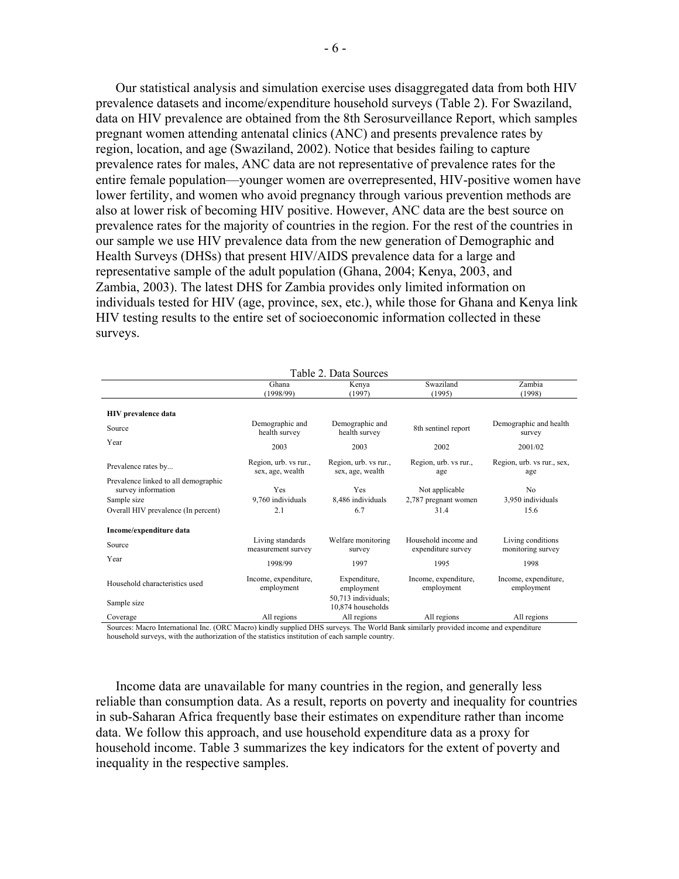Our statistical analysis and simulation exercise uses disaggregated data from both HIV prevalence datasets and income/expenditure household surveys (Table 2). For Swaziland, data on HIV prevalence are obtained from the 8th Serosurveillance Report, which samples pregnant women attending antenatal clinics (ANC) and presents prevalence rates by region, location, and age (Swaziland, 2002). Notice that besides failing to capture prevalence rates for males, ANC data are not representative of prevalence rates for the entire female population—younger women are overrepresented, HIV-positive women have lower fertility, and women who avoid pregnancy through various prevention methods are also at lower risk of becoming HIV positive. However, ANC data are the best source on prevalence rates for the majority of countries in the region. For the rest of the countries in our sample we use HIV prevalence data from the new generation of Demographic and Health Surveys (DHSs) that present HIV/AIDS prevalence data for a large and representative sample of the adult population (Ghana, 2004; Kenya, 2003, and Zambia, 2003). The latest DHS for Zambia provides only limited information on individuals tested for HIV (age, province, sex, etc.), while those for Ghana and Kenya link HIV testing results to the entire set of socioeconomic information collected in these surveys.

Table 2. Data Sources

| | Ghana (1998/99) | Kenya (1997) | Swaziland (1995) | Zambia (1998) |
|---|---|---|---|---|
| **HIV prevalence data** | | | | |
| Source | Demographic and health survey | Demographic and health survey | 8th sentinel report | Demographic and health survey |
| Year | 2003 | 2003 | 2002 | 2001/02 |
| Prevalence rates by... | Region, urb. vs rur., sex, age, wealth | Region, urb. vs rur., sex, age, wealth | Region, urb. vs rur., age | Region, urb. vs rur., sex, age |
| Prevalence linked to all demographic survey information | Yes | Yes | Not applicable | No |
| Sample size | 9,760 individuals | 8,486 individuals | 2,787 pregnant women | 3,950 individuals |
| Overall HIV prevalence (In percent) | 2.1 | 6.7 | 31.4 | 15.6 |
| **Income/expenditure data** | | | | |
| Source | Living standards measurement survey | Welfare monitoring survey | Household income and expenditure survey | Living conditions monitoring survey |
| Year | 1998/99 | 1997 | 1995 | 1998 |
| Household characteristics used | Income, expenditure, employment | Expenditure, employment | Income, expenditure, employment | Income, expenditure, employment |
| Sample size | | 50,713 individuals; 10,874 households | | |
| Coverage | All regions | All regions | All regions | All regions |

Sources: Macro International Inc. (ORC Macro) kindly supplied DHS surveys. The World Bank similarly provided income and expenditure household surveys, with the authorization of the statistics institution of each sample country.

Income data are unavailable for many countries in the region, and generally less reliable than consumption data. As a result, reports on poverty and inequality for countries in sub-Saharan Africa frequently base their estimates on expenditure rather than income data. We follow this approach, and use household expenditure data as a proxy for household income. Table 3 summarizes the key indicators for the extent of poverty and inequality in the respective samples.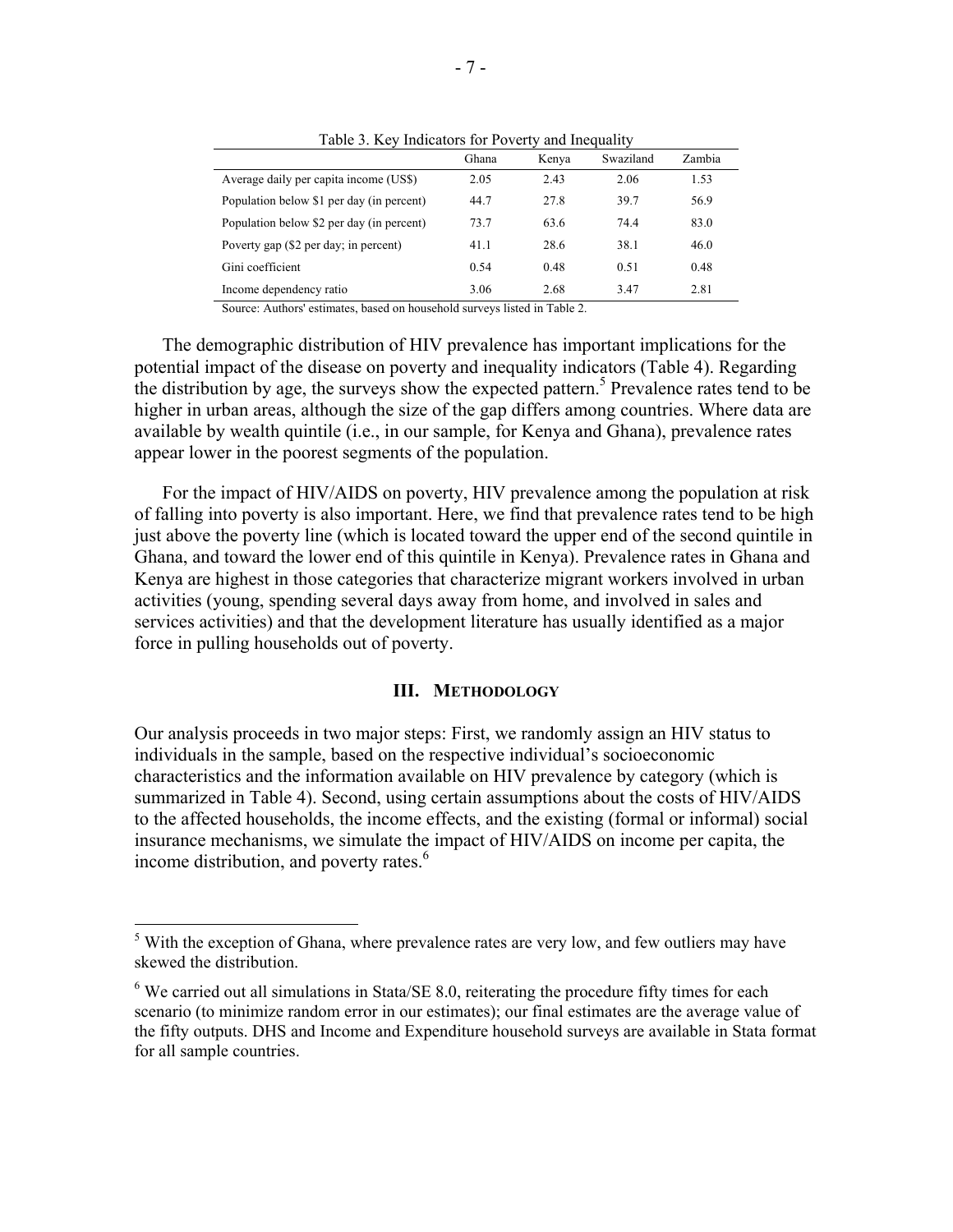Table 3. Key Indicators for Poverty and Inequality

| | Ghana | Kenya | Swaziland | Zambia |
|---|---|---|---|---|
| Average daily per capita income (US$) | 2.05 | 2.43 | 2.06 | 1.53 |
| Population below $1 per day (in percent) | 44.7 | 27.8 | 39.7 | 56.9 |
| Population below $2 per day (in percent) | 73.7 | 63.6 | 74.4 | 83.0 |
| Poverty gap ($2 per day; in percent) | 41.1 | 28.6 | 38.1 | 46.0 |
| Gini coefficient | 0.54 | 0.48 | 0.51 | 0.48 |
| Income dependency ratio | 3.06 | 2.68 | 3.47 | 2.81 |

Source: Authors' estimates, based on household surveys listed in Table 2.

The demographic distribution of HIV prevalence has important implications for the potential impact of the disease on poverty and inequality indicators (Table 4). Regarding the distribution by age, the surveys show the expected pattern.[5] Prevalence rates tend to be higher in urban areas, although the size of the gap differs among countries. Where data are available by wealth quintile (i.e., in our sample, for Kenya and Ghana), prevalence rates appear lower in the poorest segments of the population.

For the impact of HIV/AIDS on poverty, HIV prevalence among the population at risk of falling into poverty is also important. Here, we find that prevalence rates tend to be high just above the poverty line (which is located toward the upper end of the second quintile in Ghana, and toward the lower end of this quintile in Kenya). Prevalence rates in Ghana and Kenya are highest in those categories that characterize migrant workers involved in urban activities (young, spending several days away from home, and involved in sales and services activities) and that the development literature has usually identified as a major force in pulling households out of poverty.

## III. Methodology

Our analysis proceeds in two major steps: First, we randomly assign an HIV status to individuals in the sample, based on the respective individual's socioeconomic characteristics and the information available on HIV prevalence by category (which is summarized in Table 4). Second, using certain assumptions about the costs of HIV/AIDS to the affected households, the income effects, and the existing (formal or informal) social insurance mechanisms, we simulate the impact of HIV/AIDS on income per capita, the income distribution, and poverty rates.[6]

---

[5] With the exception of Ghana, where prevalence rates are very low, and few outliers may have skewed the distribution.

[6] We carried out all simulations in Stata/SE 8.0, reiterating the procedure fifty times for each scenario (to minimize random error in our estimates); our final estimates are the average value of the fifty outputs. DHS and Income and Expenditure household surveys are available in Stata format for all sample countries.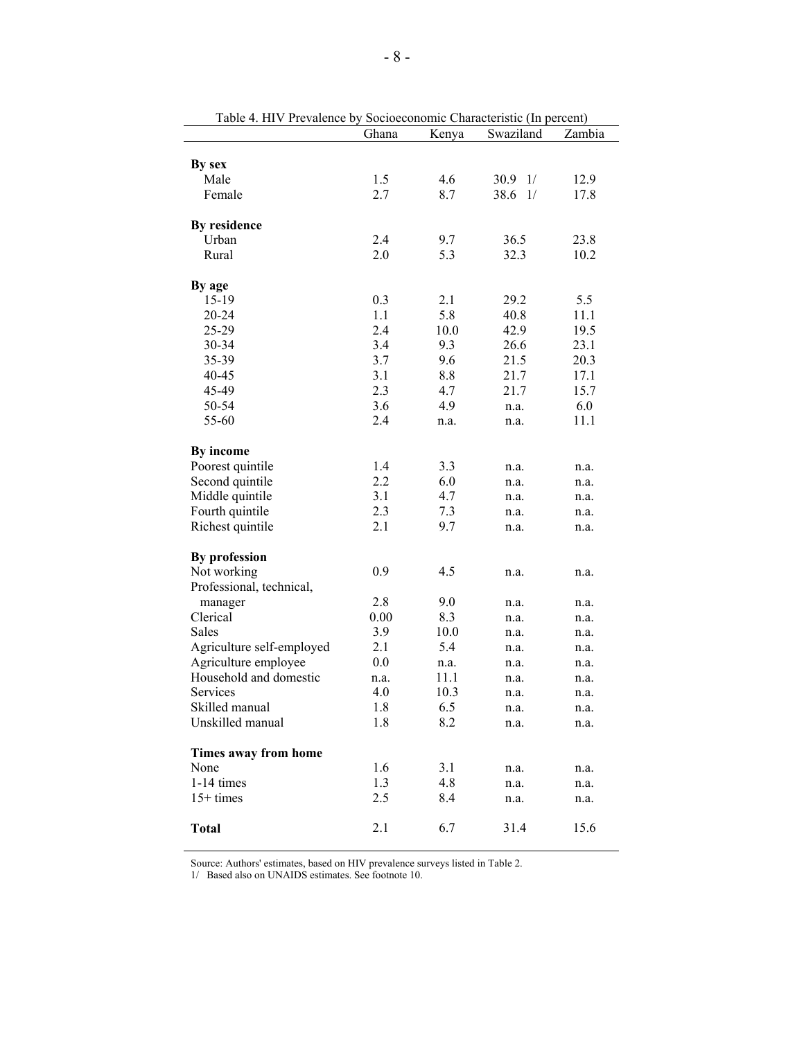Table 4. HIV Prevalence by Socioeconomic Characteristic (In percent)

| | Ghana | Kenya | Swaziland | Zambia |
|---|---|---|---|---|
| **By sex** | | | | |
| Male | 1.5 | 4.6 | 30.9 1/ | 12.9 |
| Female | 2.7 | 8.7 | 38.6 1/ | 17.8 |
| **By residence** | | | | |
| Urban | 2.4 | 9.7 | 36.5 | 23.8 |
| Rural | 2.0 | 5.3 | 32.3 | 10.2 |
| **By age** | | | | |
| 15-19 | 0.3 | 2.1 | 29.2 | 5.5 |
| 20-24 | 1.1 | 5.8 | 40.8 | 11.1 |
| 25-29 | 2.4 | 10.0 | 42.9 | 19.5 |
| 30-34 | 3.4 | 9.3 | 26.6 | 23.1 |
| 35-39 | 3.7 | 9.6 | 21.5 | 20.3 |
| 40-45 | 3.1 | 8.8 | 21.7 | 17.1 |
| 45-49 | 2.3 | 4.7 | 21.7 | 15.7 |
| 50-54 | 3.6 | 4.9 | n.a. | 6.0 |
| 55-60 | 2.4 | n.a. | n.a. | 11.1 |
| **By income** | | | | |
| Poorest quintile | 1.4 | 3.3 | n.a. | n.a. |
| Second quintile | 2.2 | 6.0 | n.a. | n.a. |
| Middle quintile | 3.1 | 4.7 | n.a. | n.a. |
| Fourth quintile | 2.3 | 7.3 | n.a. | n.a. |
| Richest quintile | 2.1 | 9.7 | n.a. | n.a. |
| **By profession** | | | | |
| Not working | 0.9 | 4.5 | n.a. | n.a. |
| Professional, technical, manager | 2.8 | 9.0 | n.a. | n.a. |
| Clerical | 0.00 | 8.3 | n.a. | n.a. |
| Sales | 3.9 | 10.0 | n.a. | n.a. |
| Agriculture self-employed | 2.1 | 5.4 | n.a. | n.a. |
| Agriculture employee | 0.0 | n.a. | n.a. | n.a. |
| Household and domestic | n.a. | 11.1 | n.a. | n.a. |
| Services | 4.0 | 10.3 | n.a. | n.a. |
| Skilled manual | 1.8 | 6.5 | n.a. | n.a. |
| Unskilled manual | 1.8 | 8.2 | n.a. | n.a. |
| **Times away from home** | | | | |
| None | 1.6 | 3.1 | n.a. | n.a. |
| 1-14 times | 1.3 | 4.8 | n.a. | n.a. |
| 15+ times | 2.5 | 8.4 | n.a. | n.a. |
| **Total** | 2.1 | 6.7 | 31.4 | 15.6 |

Source: Authors' estimates, based on HIV prevalence surveys listed in Table 2.

1/ Based also on UNAIDS estimates. See footnote 10.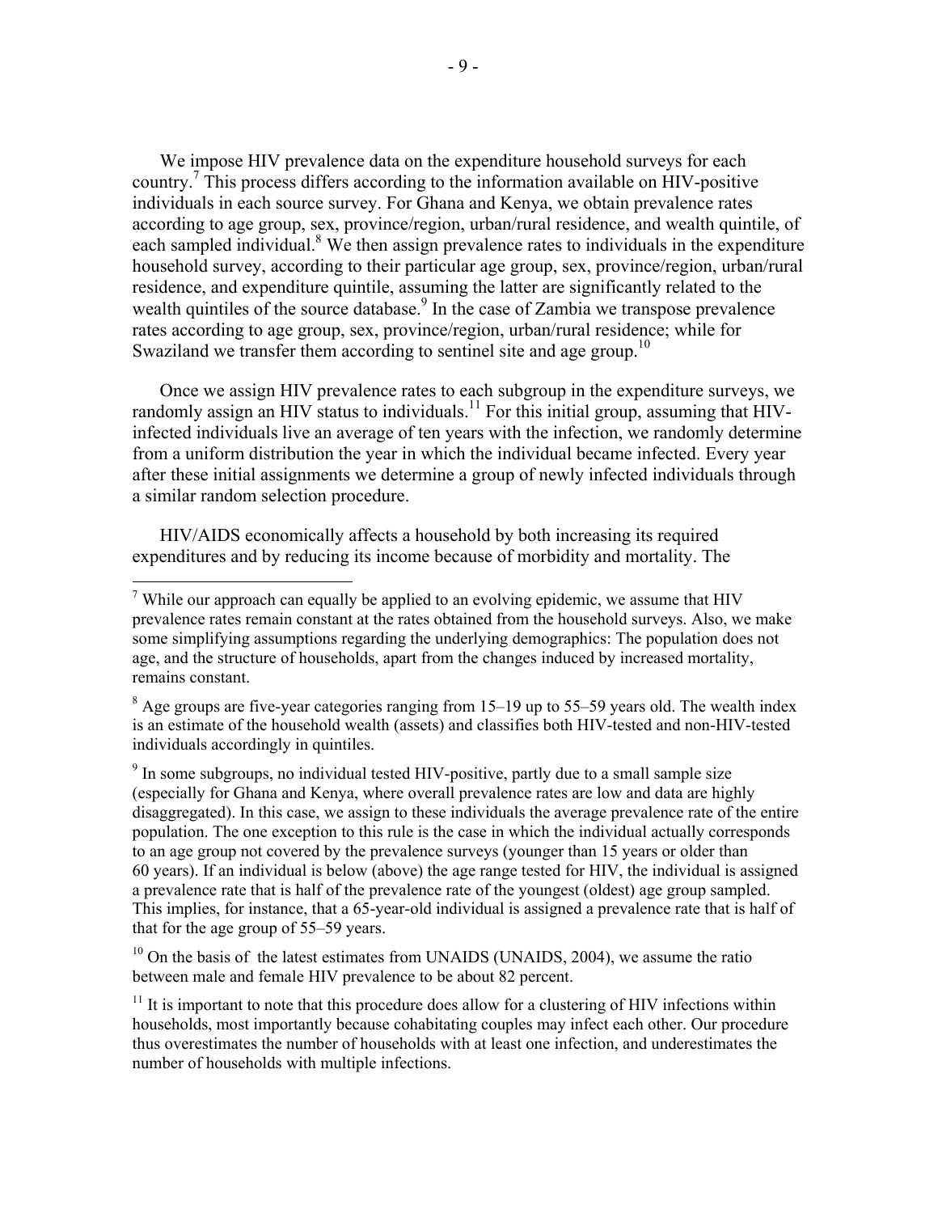We impose HIV prevalence data on the expenditure household surveys for each country.[7] This process differs according to the information available on HIV-positive individuals in each source survey. For Ghana and Kenya, we obtain prevalence rates according to age group, sex, province/region, urban/rural residence, and wealth quintile, of each sampled individual.[8] We then assign prevalence rates to individuals in the expenditure household survey, according to their particular age group, sex, province/region, urban/rural residence, and expenditure quintile, assuming the latter are significantly related to the wealth quintiles of the source database.[9] In the case of Zambia we transpose prevalence rates according to age group, sex, province/region, urban/rural residence; while for Swaziland we transfer them according to sentinel site and age group.[10]

Once we assign HIV prevalence rates to each subgroup in the expenditure surveys, we randomly assign an HIV status to individuals.[11] For this initial group, assuming that HIV-infected individuals live an average of ten years with the infection, we randomly determine from a uniform distribution the year in which the individual became infected. Every year after these initial assignments we determine a group of newly infected individuals through a similar random selection procedure.

HIV/AIDS economically affects a household by both increasing its required expenditures and by reducing its income because of morbidity and mortality. The

[7] While our approach can equally be applied to an evolving epidemic, we assume that HIV prevalence rates remain constant at the rates obtained from the household surveys. Also, we make some simplifying assumptions regarding the underlying demographics: The population does not age, and the structure of households, apart from the changes induced by increased mortality, remains constant.

[8] Age groups are five-year categories ranging from 15–19 up to 55–59 years old. The wealth index is an estimate of the household wealth (assets) and classifies both HIV-tested and non-HIV-tested individuals accordingly in quintiles.

[9] In some subgroups, no individual tested HIV-positive, partly due to a small sample size (especially for Ghana and Kenya, where overall prevalence rates are low and data are highly disaggregated). In this case, we assign to these individuals the average prevalence rate of the entire population. The one exception to this rule is the case in which the individual actually corresponds to an age group not covered by the prevalence surveys (younger than 15 years or older than 60 years). If an individual is below (above) the age range tested for HIV, the individual is assigned a prevalence rate that is half of the prevalence rate of the youngest (oldest) age group sampled. This implies, for instance, that a 65-year-old individual is assigned a prevalence rate that is half of that for the age group of 55–59 years.

[10] On the basis of the latest estimates from UNAIDS (UNAIDS, 2004), we assume the ratio between male and female HIV prevalence to be about 82 percent.

[11] It is important to note that this procedure does allow for a clustering of HIV infections within households, most importantly because cohabitating couples may infect each other. Our procedure thus overestimates the number of households with at least one infection, and underestimates the number of households with multiple infections.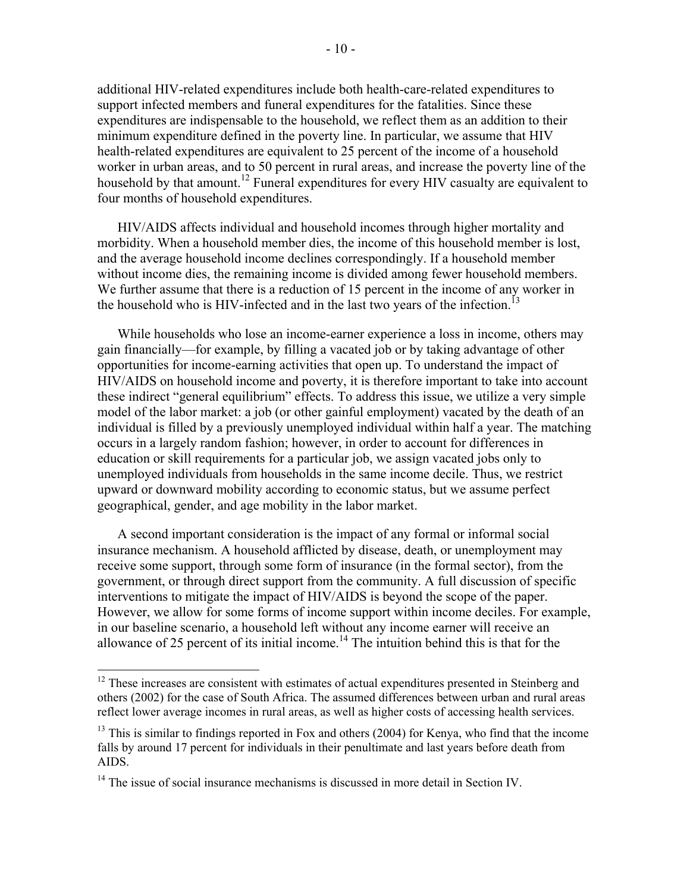additional HIV-related expenditures include both health-care-related expenditures to support infected members and funeral expenditures for the fatalities. Since these expenditures are indispensable to the household, we reflect them as an addition to their minimum expenditure defined in the poverty line. In particular, we assume that HIV health-related expenditures are equivalent to 25 percent of the income of a household worker in urban areas, and to 50 percent in rural areas, and increase the poverty line of the household by that amount.[12] Funeral expenditures for every HIV casualty are equivalent to four months of household expenditures.

HIV/AIDS affects individual and household incomes through higher mortality and morbidity. When a household member dies, the income of this household member is lost, and the average household income declines correspondingly. If a household member without income dies, the remaining income is divided among fewer household members. We further assume that there is a reduction of 15 percent in the income of any worker in the household who is HIV-infected and in the last two years of the infection.[13]

While households who lose an income-earner experience a loss in income, others may gain financially—for example, by filling a vacated job or by taking advantage of other opportunities for income-earning activities that open up. To understand the impact of HIV/AIDS on household income and poverty, it is therefore important to take into account these indirect "general equilibrium" effects. To address this issue, we utilize a very simple model of the labor market: a job (or other gainful employment) vacated by the death of an individual is filled by a previously unemployed individual within half a year. The matching occurs in a largely random fashion; however, in order to account for differences in education or skill requirements for a particular job, we assign vacated jobs only to unemployed individuals from households in the same income decile. Thus, we restrict upward or downward mobility according to economic status, but we assume perfect geographical, gender, and age mobility in the labor market.

A second important consideration is the impact of any formal or informal social insurance mechanism. A household afflicted by disease, death, or unemployment may receive some support, through some form of insurance (in the formal sector), from the government, or through direct support from the community. A full discussion of specific interventions to mitigate the impact of HIV/AIDS is beyond the scope of the paper. However, we allow for some forms of income support within income deciles. For example, in our baseline scenario, a household left without any income earner will receive an allowance of 25 percent of its initial income.[14] The intuition behind this is that for the

---

[12] These increases are consistent with estimates of actual expenditures presented in Steinberg and others (2002) for the case of South Africa. The assumed differences between urban and rural areas reflect lower average incomes in rural areas, as well as higher costs of accessing health services.

[13] This is similar to findings reported in Fox and others (2004) for Kenya, who find that the income falls by around 17 percent for individuals in their penultimate and last years before death from AIDS.

[14] The issue of social insurance mechanisms is discussed in more detail in Section IV.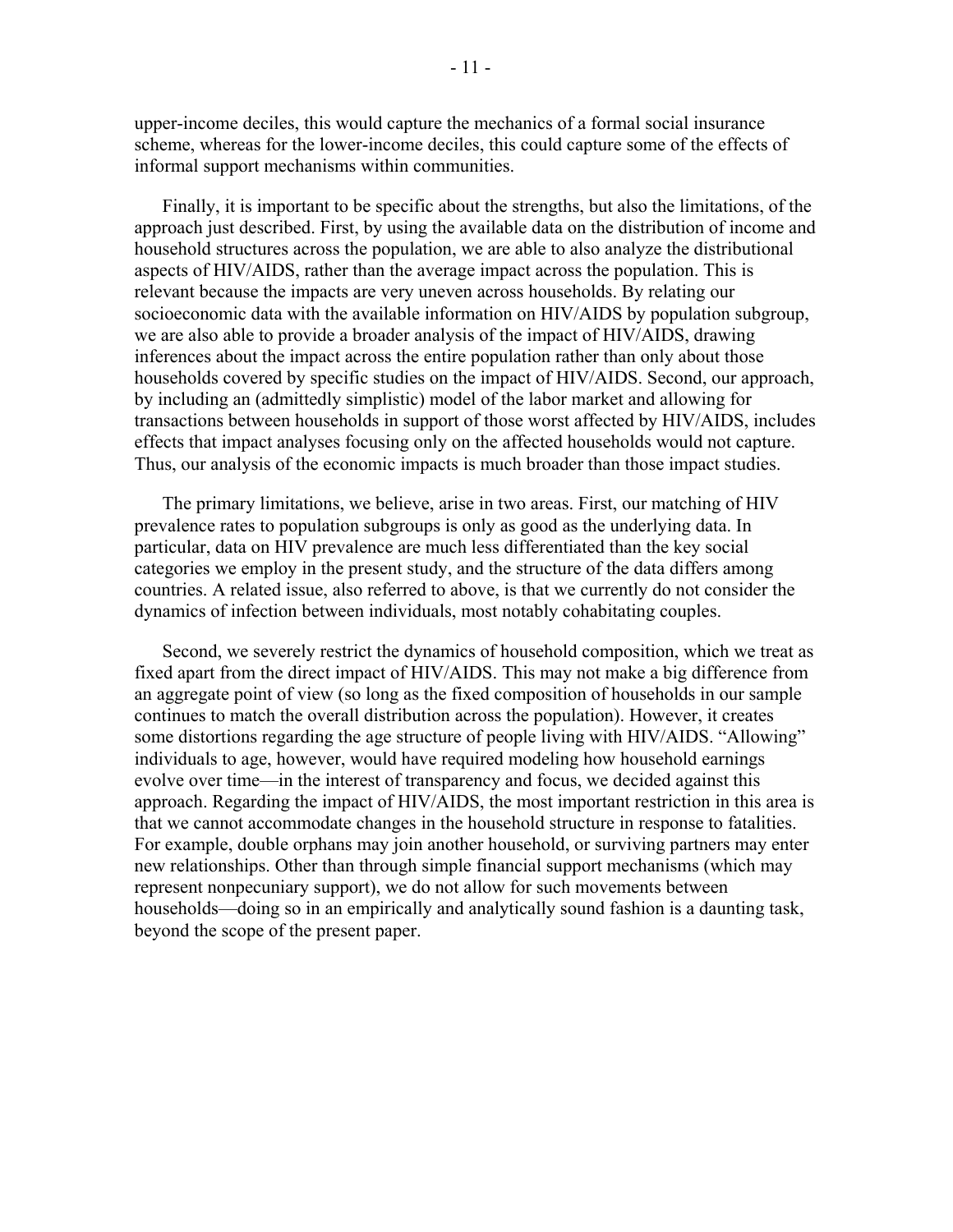upper-income deciles, this would capture the mechanics of a formal social insurance scheme, whereas for the lower-income deciles, this could capture some of the effects of informal support mechanisms within communities.

Finally, it is important to be specific about the strengths, but also the limitations, of the approach just described. First, by using the available data on the distribution of income and household structures across the population, we are able to also analyze the distributional aspects of HIV/AIDS, rather than the average impact across the population. This is relevant because the impacts are very uneven across households. By relating our socioeconomic data with the available information on HIV/AIDS by population subgroup, we are also able to provide a broader analysis of the impact of HIV/AIDS, drawing inferences about the impact across the entire population rather than only about those households covered by specific studies on the impact of HIV/AIDS. Second, our approach, by including an (admittedly simplistic) model of the labor market and allowing for transactions between households in support of those worst affected by HIV/AIDS, includes effects that impact analyses focusing only on the affected households would not capture. Thus, our analysis of the economic impacts is much broader than those impact studies.

The primary limitations, we believe, arise in two areas. First, our matching of HIV prevalence rates to population subgroups is only as good as the underlying data. In particular, data on HIV prevalence are much less differentiated than the key social categories we employ in the present study, and the structure of the data differs among countries. A related issue, also referred to above, is that we currently do not consider the dynamics of infection between individuals, most notably cohabitating couples.

Second, we severely restrict the dynamics of household composition, which we treat as fixed apart from the direct impact of HIV/AIDS. This may not make a big difference from an aggregate point of view (so long as the fixed composition of households in our sample continues to match the overall distribution across the population). However, it creates some distortions regarding the age structure of people living with HIV/AIDS. "Allowing" individuals to age, however, would have required modeling how household earnings evolve over time—in the interest of transparency and focus, we decided against this approach. Regarding the impact of HIV/AIDS, the most important restriction in this area is that we cannot accommodate changes in the household structure in response to fatalities. For example, double orphans may join another household, or surviving partners may enter new relationships. Other than through simple financial support mechanisms (which may represent nonpecuniary support), we do not allow for such movements between households—doing so in an empirically and analytically sound fashion is a daunting task, beyond the scope of the present paper.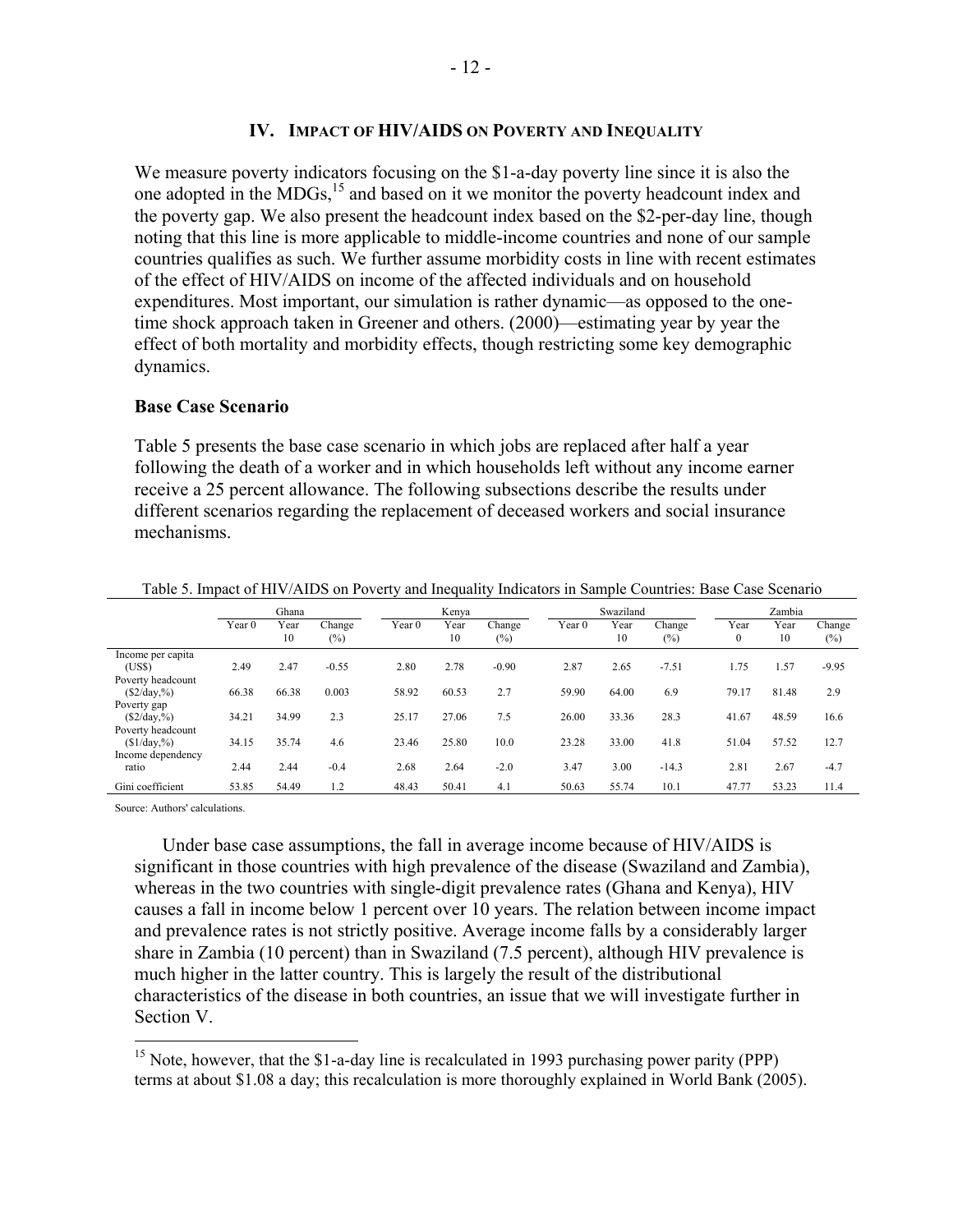## IV. Impact of HIV/AIDS on Poverty and Inequality

We measure poverty indicators focusing on the $1-a-day poverty line since it is also the one adopted in the MDGs,[15] and based on it we monitor the poverty headcount index and the poverty gap. We also present the headcount index based on the $2-per-day line, though noting that this line is more applicable to middle-income countries and none of our sample countries qualifies as such. We further assume morbidity costs in line with recent estimates of the effect of HIV/AIDS on income of the affected individuals and on household expenditures. Most important, our simulation is rather dynamic—as opposed to the one-time shock approach taken in Greener and others. (2000)—estimating year by year the effect of both mortality and morbidity effects, though restricting some key demographic dynamics.

### Base Case Scenario

Table 5 presents the base case scenario in which jobs are replaced after half a year following the death of a worker and in which households left without any income earner receive a 25 percent allowance. The following subsections describe the results under different scenarios regarding the replacement of deceased workers and social insurance mechanisms.

Table 5. Impact of HIV/AIDS on Poverty and Inequality Indicators in Sample Countries: Base Case Scenario

| | Ghana | | | Kenya | | | Swaziland | | | Zambia | | |
|---|---|---|---|---|---|---|---|---|---|---|---|---|
| | Year 0 | Year 10 | Change (%) | Year 0 | Year 10 | Change (%) | Year 0 | Year 10 | Change (%) | Year 0 | Year 10 | Change (%) |
| Income per capita (US$) | 2.49 | 2.47 | -0.55 | 2.80 | 2.78 | -0.90 | 2.87 | 2.65 | -7.51 | 1.75 | 1.57 | -9.95 |
| Poverty headcount ($2/day,%) | 66.38 | 66.38 | 0.003 | 58.92 | 60.53 | 2.7 | 59.90 | 64.00 | 6.9 | 79.17 | 81.48 | 2.9 |
| Poverty gap ($2/day,%) | 34.21 | 34.99 | 2.3 | 25.17 | 27.06 | 7.5 | 26.00 | 33.36 | 28.3 | 41.67 | 48.59 | 16.6 |
| Poverty headcount ($1/day,%) | 34.15 | 35.74 | 4.6 | 23.46 | 25.80 | 10.0 | 23.28 | 33.00 | 41.8 | 51.04 | 57.52 | 12.7 |
| Income dependency ratio | 2.44 | 2.44 | -0.4 | 2.68 | 2.64 | -2.0 | 3.47 | 3.00 | -14.3 | 2.81 | 2.67 | -4.7 |
| Gini coefficient | 53.85 | 54.49 | 1.2 | 48.43 | 50.41 | 4.1 | 50.63 | 55.74 | 10.1 | 47.77 | 53.23 | 11.4 |

Source: Authors' calculations.

Under base case assumptions, the fall in average income because of HIV/AIDS is significant in those countries with high prevalence of the disease (Swaziland and Zambia), whereas in the two countries with single-digit prevalence rates (Ghana and Kenya), HIV causes a fall in income below 1 percent over 10 years. The relation between income impact and prevalence rates is not strictly positive. Average income falls by a considerably larger share in Zambia (10 percent) than in Swaziland (7.5 percent), although HIV prevalence is much higher in the latter country. This is largely the result of the distributional characteristics of the disease in both countries, an issue that we will investigate further in Section V.

[15] Note, however, that the $1-a-day line is recalculated in 1993 purchasing power parity (PPP) terms at about $1.08 a day; this recalculation is more thoroughly explained in World Bank (2005).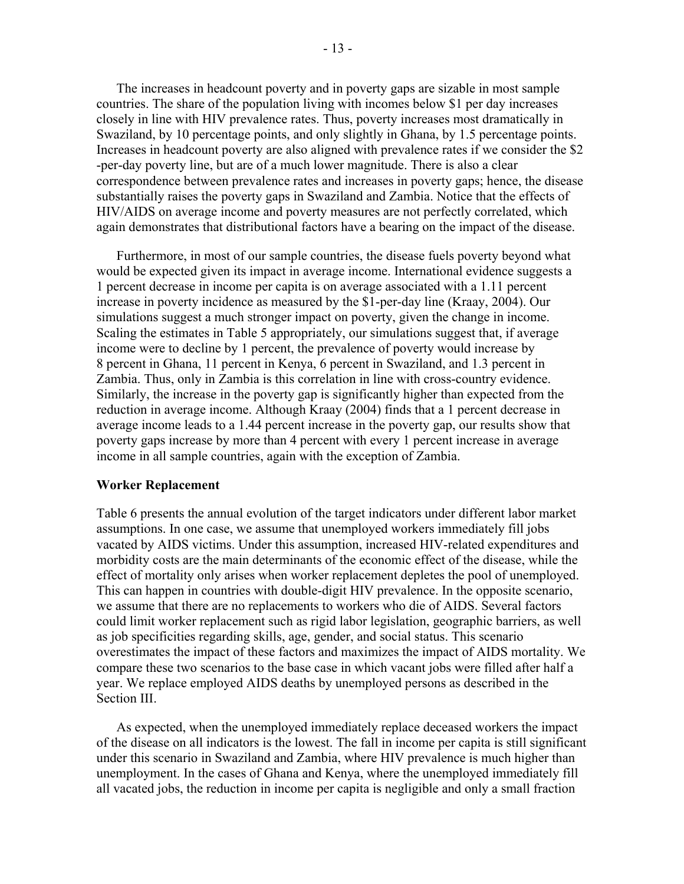The increases in headcount poverty and in poverty gaps are sizable in most sample countries. The share of the population living with incomes below $1 per day increases closely in line with HIV prevalence rates. Thus, poverty increases most dramatically in Swaziland, by 10 percentage points, and only slightly in Ghana, by 1.5 percentage points. Increases in headcount poverty are also aligned with prevalence rates if we consider the $2 -per-day poverty line, but are of a much lower magnitude. There is also a clear correspondence between prevalence rates and increases in poverty gaps; hence, the disease substantially raises the poverty gaps in Swaziland and Zambia. Notice that the effects of HIV/AIDS on average income and poverty measures are not perfectly correlated, which again demonstrates that distributional factors have a bearing on the impact of the disease.

Furthermore, in most of our sample countries, the disease fuels poverty beyond what would be expected given its impact in average income. International evidence suggests a 1 percent decrease in income per capita is on average associated with a 1.11 percent increase in poverty incidence as measured by the $1-per-day line (Kraay, 2004). Our simulations suggest a much stronger impact on poverty, given the change in income. Scaling the estimates in Table 5 appropriately, our simulations suggest that, if average income were to decline by 1 percent, the prevalence of poverty would increase by 8 percent in Ghana, 11 percent in Kenya, 6 percent in Swaziland, and 1.3 percent in Zambia. Thus, only in Zambia is this correlation in line with cross-country evidence. Similarly, the increase in the poverty gap is significantly higher than expected from the reduction in average income. Although Kraay (2004) finds that a 1 percent decrease in average income leads to a 1.44 percent increase in the poverty gap, our results show that poverty gaps increase by more than 4 percent with every 1 percent increase in average income in all sample countries, again with the exception of Zambia.

**Worker Replacement**

Table 6 presents the annual evolution of the target indicators under different labor market assumptions. In one case, we assume that unemployed workers immediately fill jobs vacated by AIDS victims. Under this assumption, increased HIV-related expenditures and morbidity costs are the main determinants of the economic effect of the disease, while the effect of mortality only arises when worker replacement depletes the pool of unemployed. This can happen in countries with double-digit HIV prevalence. In the opposite scenario, we assume that there are no replacements to workers who die of AIDS. Several factors could limit worker replacement such as rigid labor legislation, geographic barriers, as well as job specificities regarding skills, age, gender, and social status. This scenario overestimates the impact of these factors and maximizes the impact of AIDS mortality. We compare these two scenarios to the base case in which vacant jobs were filled after half a year. We replace employed AIDS deaths by unemployed persons as described in the Section III.

As expected, when the unemployed immediately replace deceased workers the impact of the disease on all indicators is the lowest. The fall in income per capita is still significant under this scenario in Swaziland and Zambia, where HIV prevalence is much higher than unemployment. In the cases of Ghana and Kenya, where the unemployed immediately fill all vacated jobs, the reduction in income per capita is negligible and only a small fraction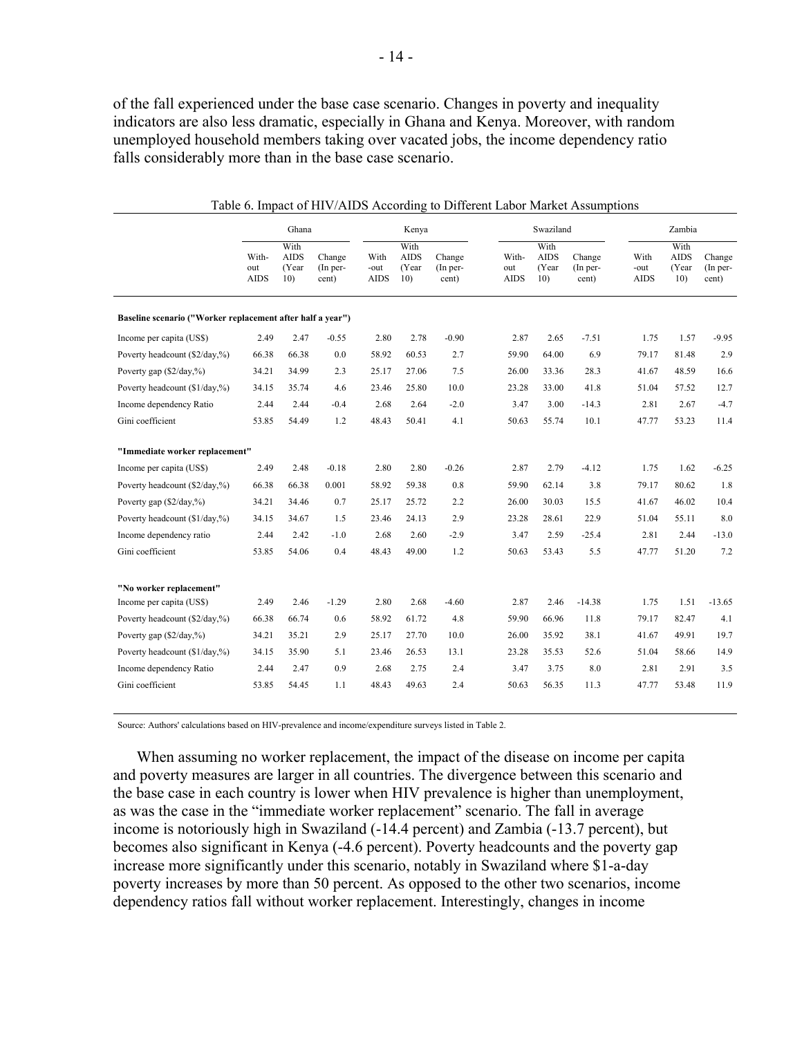of the fall experienced under the base case scenario. Changes in poverty and inequality indicators are also less dramatic, especially in Ghana and Kenya. Moreover, with random unemployed household members taking over vacated jobs, the income dependency ratio falls considerably more than in the base case scenario.

Table 6. Impact of HIV/AIDS According to Different Labor Market Assumptions

| | Ghana | | | Kenya | | | Swaziland | | | Zambia | | |
|---|---|---|---|---|---|---|---|---|---|---|---|---|
| | Without AIDS | With AIDS (Year 10) | Change (In percent) | Without AIDS | With AIDS (Year 10) | Change (In percent) | Without AIDS | With AIDS (Year 10) | Change (In percent) | Without AIDS | With AIDS (Year 10) | Change (In percent) |
| **Baseline scenario ("Worker replacement after half a year")** | | | | | | | | | | | | |
| Income per capita (US$) | 2.49 | 2.47 | -0.55 | 2.80 | 2.78 | -0.90 | 2.87 | 2.65 | -7.51 | 1.75 | 1.57 | -9.95 |
| Poverty headcount ($2/day,%) | 66.38 | 66.38 | 0.0 | 58.92 | 60.53 | 2.7 | 59.90 | 64.00 | 6.9 | 79.17 | 81.48 | 2.9 |
| Poverty gap ($2/day,%) | 34.21 | 34.99 | 2.3 | 25.17 | 27.06 | 7.5 | 26.00 | 33.36 | 28.3 | 41.67 | 48.59 | 16.6 |
| Poverty headcount ($1/day,%) | 34.15 | 35.74 | 4.6 | 23.46 | 25.80 | 10.0 | 23.28 | 33.00 | 41.8 | 51.04 | 57.52 | 12.7 |
| Income dependency Ratio | 2.44 | 2.44 | -0.4 | 2.68 | 2.64 | -2.0 | 3.47 | 3.00 | -14.3 | 2.81 | 2.67 | -4.7 |
| Gini coefficient | 53.85 | 54.49 | 1.2 | 48.43 | 50.41 | 4.1 | 50.63 | 55.74 | 10.1 | 47.77 | 53.23 | 11.4 |
| **"Immediate worker replacement"** | | | | | | | | | | | | |
| Income per capita (US$) | 2.49 | 2.48 | -0.18 | 2.80 | 2.80 | -0.26 | 2.87 | 2.79 | -4.12 | 1.75 | 1.62 | -6.25 |
| Poverty headcount ($2/day,%) | 66.38 | 66.38 | 0.001 | 58.92 | 59.38 | 0.8 | 59.90 | 62.14 | 3.8 | 79.17 | 80.62 | 1.8 |
| Poverty gap ($2/day,%) | 34.21 | 34.46 | 0.7 | 25.17 | 25.72 | 2.2 | 26.00 | 30.03 | 15.5 | 41.67 | 46.02 | 10.4 |
| Poverty headcount ($1/day,%) | 34.15 | 34.67 | 1.5 | 23.46 | 24.13 | 2.9 | 23.28 | 28.61 | 22.9 | 51.04 | 55.11 | 8.0 |
| Income dependency ratio | 2.44 | 2.42 | -1.0 | 2.68 | 2.60 | -2.9 | 3.47 | 2.59 | -25.4 | 2.81 | 2.44 | -13.0 |
| Gini coefficient | 53.85 | 54.06 | 0.4 | 48.43 | 49.00 | 1.2 | 50.63 | 53.43 | 5.5 | 47.77 | 51.20 | 7.2 |
| **"No worker replacement"** | | | | | | | | | | | | |
| Income per capita (US$) | 2.49 | 2.46 | -1.29 | 2.80 | 2.68 | -4.60 | 2.87 | 2.46 | -14.38 | 1.75 | 1.51 | -13.65 |
| Poverty headcount ($2/day,%) | 66.38 | 66.74 | 0.6 | 58.92 | 61.72 | 4.8 | 59.90 | 66.96 | 11.8 | 79.17 | 82.47 | 4.1 |
| Poverty gap ($2/day,%) | 34.21 | 35.21 | 2.9 | 25.17 | 27.70 | 10.0 | 26.00 | 35.92 | 38.1 | 41.67 | 49.91 | 19.7 |
| Poverty headcount ($1/day,%) | 34.15 | 35.90 | 5.1 | 23.46 | 26.53 | 13.1 | 23.28 | 35.53 | 52.6 | 51.04 | 58.66 | 14.9 |
| Income dependency Ratio | 2.44 | 2.47 | 0.9 | 2.68 | 2.75 | 2.4 | 3.47 | 3.75 | 8.0 | 2.81 | 2.91 | 3.5 |
| Gini coefficient | 53.85 | 54.45 | 1.1 | 48.43 | 49.63 | 2.4 | 50.63 | 56.35 | 11.3 | 47.77 | 53.48 | 11.9 |

Source: Authors' calculations based on HIV-prevalence and income/expenditure surveys listed in Table 2.

When assuming no worker replacement, the impact of the disease on income per capita and poverty measures are larger in all countries. The divergence between this scenario and the base case in each country is lower when HIV prevalence is higher than unemployment, as was the case in the "immediate worker replacement" scenario. The fall in average income is notoriously high in Swaziland (-14.4 percent) and Zambia (-13.7 percent), but becomes also significant in Kenya (-4.6 percent). Poverty headcounts and the poverty gap increase more significantly under this scenario, notably in Swaziland where $1-a-day poverty increases by more than 50 percent. As opposed to the other two scenarios, income dependency ratios fall without worker replacement. Interestingly, changes in income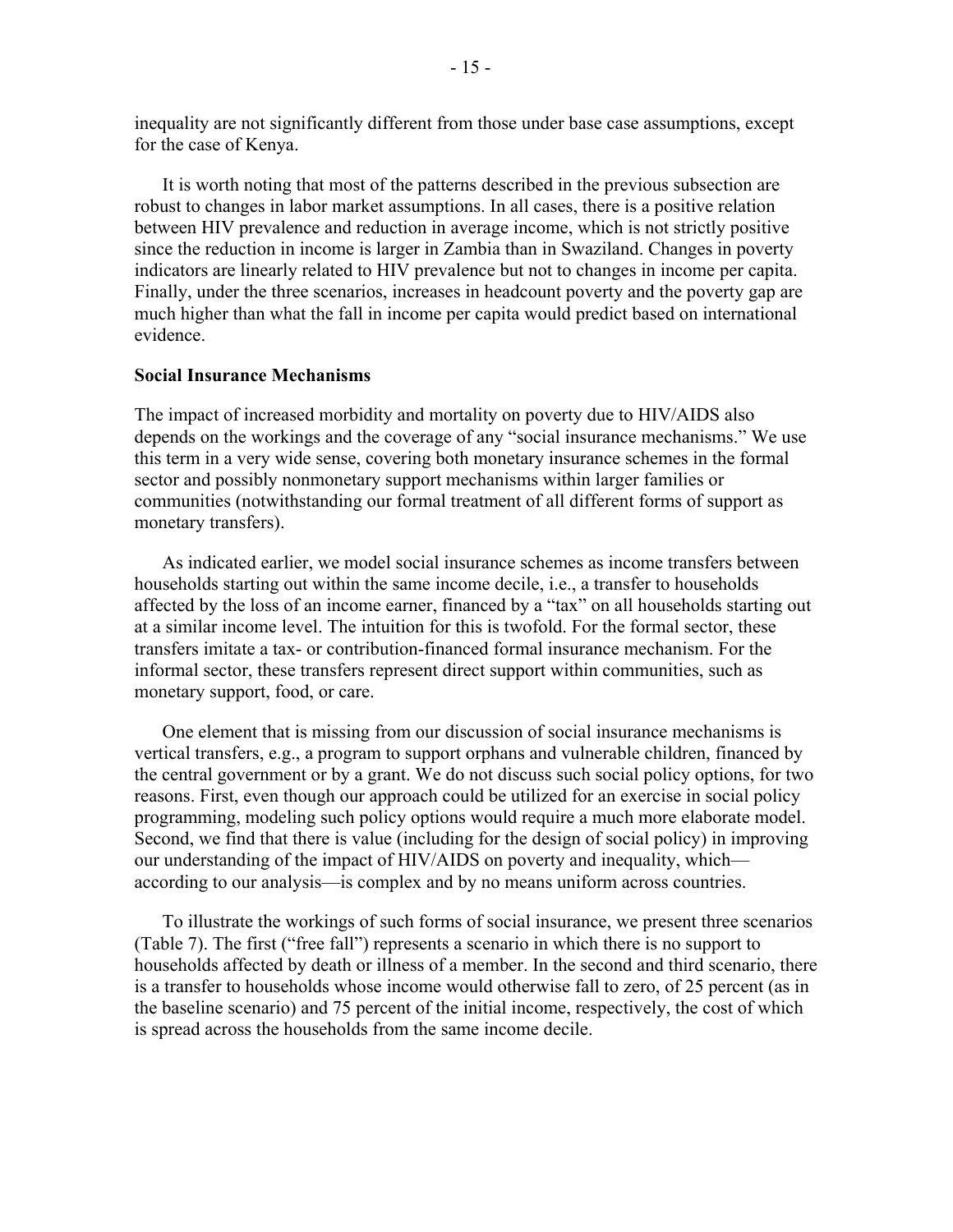inequality are not significantly different from those under base case assumptions, except for the case of Kenya.

It is worth noting that most of the patterns described in the previous subsection are robust to changes in labor market assumptions. In all cases, there is a positive relation between HIV prevalence and reduction in average income, which is not strictly positive since the reduction in income is larger in Zambia than in Swaziland. Changes in poverty indicators are linearly related to HIV prevalence but not to changes in income per capita. Finally, under the three scenarios, increases in headcount poverty and the poverty gap are much higher than what the fall in income per capita would predict based on international evidence.

**Social Insurance Mechanisms**

The impact of increased morbidity and mortality on poverty due to HIV/AIDS also depends on the workings and the coverage of any "social insurance mechanisms." We use this term in a very wide sense, covering both monetary insurance schemes in the formal sector and possibly nonmonetary support mechanisms within larger families or communities (notwithstanding our formal treatment of all different forms of support as monetary transfers).

As indicated earlier, we model social insurance schemes as income transfers between households starting out within the same income decile, i.e., a transfer to households affected by the loss of an income earner, financed by a "tax" on all households starting out at a similar income level. The intuition for this is twofold. For the formal sector, these transfers imitate a tax- or contribution-financed formal insurance mechanism. For the informal sector, these transfers represent direct support within communities, such as monetary support, food, or care.

One element that is missing from our discussion of social insurance mechanisms is vertical transfers, e.g., a program to support orphans and vulnerable children, financed by the central government or by a grant. We do not discuss such social policy options, for two reasons. First, even though our approach could be utilized for an exercise in social policy programming, modeling such policy options would require a much more elaborate model. Second, we find that there is value (including for the design of social policy) in improving our understanding of the impact of HIV/AIDS on poverty and inequality, which—according to our analysis—is complex and by no means uniform across countries.

To illustrate the workings of such forms of social insurance, we present three scenarios (Table 7). The first ("free fall") represents a scenario in which there is no support to households affected by death or illness of a member. In the second and third scenario, there is a transfer to households whose income would otherwise fall to zero, of 25 percent (as in the baseline scenario) and 75 percent of the initial income, respectively, the cost of which is spread across the households from the same income decile.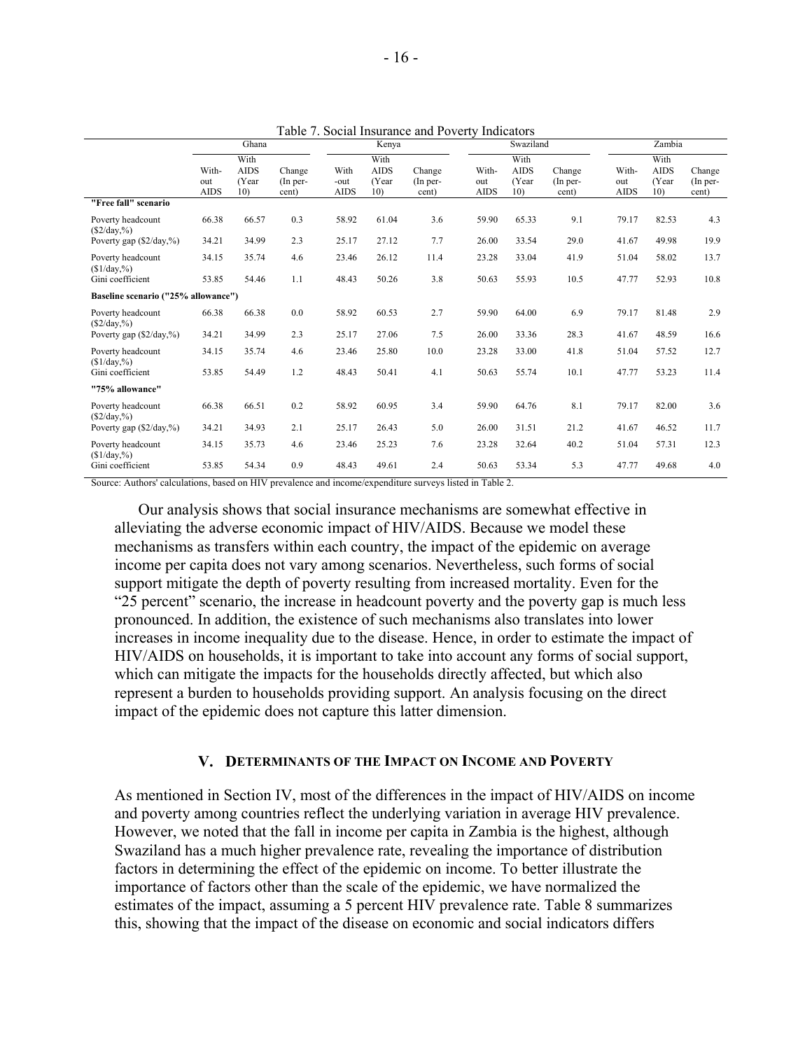Table 7. Social Insurance and Poverty Indicators

| | Ghana | | | Kenya | | | Swaziland | | | Zambia | | |
|---|---|---|---|---|---|---|---|---|---|---|---|---|
| | Without AIDS | With AIDS (Year 10) | Change (In percent) | Without AIDS | With AIDS (Year 10) | Change (In percent) | Without AIDS | With AIDS (Year 10) | Change (In percent) | Without AIDS | With AIDS (Year 10) | Change (In percent) |
| **"Free fall" scenario** | | | | | | | | | | | | |
| Poverty headcount ($2/day,%) | 66.38 | 66.57 | 0.3 | 58.92 | 61.04 | 3.6 | 59.90 | 65.33 | 9.1 | 79.17 | 82.53 | 4.3 |
| Poverty gap ($2/day,%) | 34.21 | 34.99 | 2.3 | 25.17 | 27.12 | 7.7 | 26.00 | 33.54 | 29.0 | 41.67 | 49.98 | 19.9 |
| Poverty headcount ($1/day,%) | 34.15 | 35.74 | 4.6 | 23.46 | 26.12 | 11.4 | 23.28 | 33.04 | 41.9 | 51.04 | 58.02 | 13.7 |
| Gini coefficient | 53.85 | 54.46 | 1.1 | 48.43 | 50.26 | 3.8 | 50.63 | 55.93 | 10.5 | 47.77 | 52.93 | 10.8 |
| **Baseline scenario ("25% allowance")** | | | | | | | | | | | | |
| Poverty headcount ($2/day,%) | 66.38 | 66.38 | 0.0 | 58.92 | 60.53 | 2.7 | 59.90 | 64.00 | 6.9 | 79.17 | 81.48 | 2.9 |
| Poverty gap ($2/day,%) | 34.21 | 34.99 | 2.3 | 25.17 | 27.06 | 7.5 | 26.00 | 33.36 | 28.3 | 41.67 | 48.59 | 16.6 |
| Poverty headcount ($1/day,%) | 34.15 | 35.74 | 4.6 | 23.46 | 25.80 | 10.0 | 23.28 | 33.00 | 41.8 | 51.04 | 57.52 | 12.7 |
| Gini coefficient | 53.85 | 54.49 | 1.2 | 48.43 | 50.41 | 4.1 | 50.63 | 55.74 | 10.1 | 47.77 | 53.23 | 11.4 |
| **"75% allowance"** | | | | | | | | | | | | |
| Poverty headcount ($2/day,%) | 66.38 | 66.51 | 0.2 | 58.92 | 60.95 | 3.4 | 59.90 | 64.76 | 8.1 | 79.17 | 82.00 | 3.6 |
| Poverty gap ($2/day,%) | 34.21 | 34.93 | 2.1 | 25.17 | 26.43 | 5.0 | 26.00 | 31.51 | 21.2 | 41.67 | 46.52 | 11.7 |
| Poverty headcount ($1/day,%) | 34.15 | 35.73 | 4.6 | 23.46 | 25.23 | 7.6 | 23.28 | 32.64 | 40.2 | 51.04 | 57.31 | 12.3 |
| Gini coefficient | 53.85 | 54.34 | 0.9 | 48.43 | 49.61 | 2.4 | 50.63 | 53.34 | 5.3 | 47.77 | 49.68 | 4.0 |

Source: Authors' calculations, based on HIV prevalence and income/expenditure surveys listed in Table 2.

Our analysis shows that social insurance mechanisms are somewhat effective in alleviating the adverse economic impact of HIV/AIDS. Because we model these mechanisms as transfers within each country, the impact of the epidemic on average income per capita does not vary among scenarios. Nevertheless, such forms of social support mitigate the depth of poverty resulting from increased mortality. Even for the "25 percent" scenario, the increase in headcount poverty and the poverty gap is much less pronounced. In addition, the existence of such mechanisms also translates into lower increases in income inequality due to the disease. Hence, in order to estimate the impact of HIV/AIDS on households, it is important to take into account any forms of social support, which can mitigate the impacts for the households directly affected, but which also represent a burden to households providing support. An analysis focusing on the direct impact of the epidemic does not capture this latter dimension.

## V. Determinants of the Impact on Income and Poverty

As mentioned in Section IV, most of the differences in the impact of HIV/AIDS on income and poverty among countries reflect the underlying variation in average HIV prevalence. However, we noted that the fall in income per capita in Zambia is the highest, although Swaziland has a much higher prevalence rate, revealing the importance of distribution factors in determining the effect of the epidemic on income. To better illustrate the importance of factors other than the scale of the epidemic, we have normalized the estimates of the impact, assuming a 5 percent HIV prevalence rate. Table 8 summarizes this, showing that the impact of the disease on economic and social indicators differs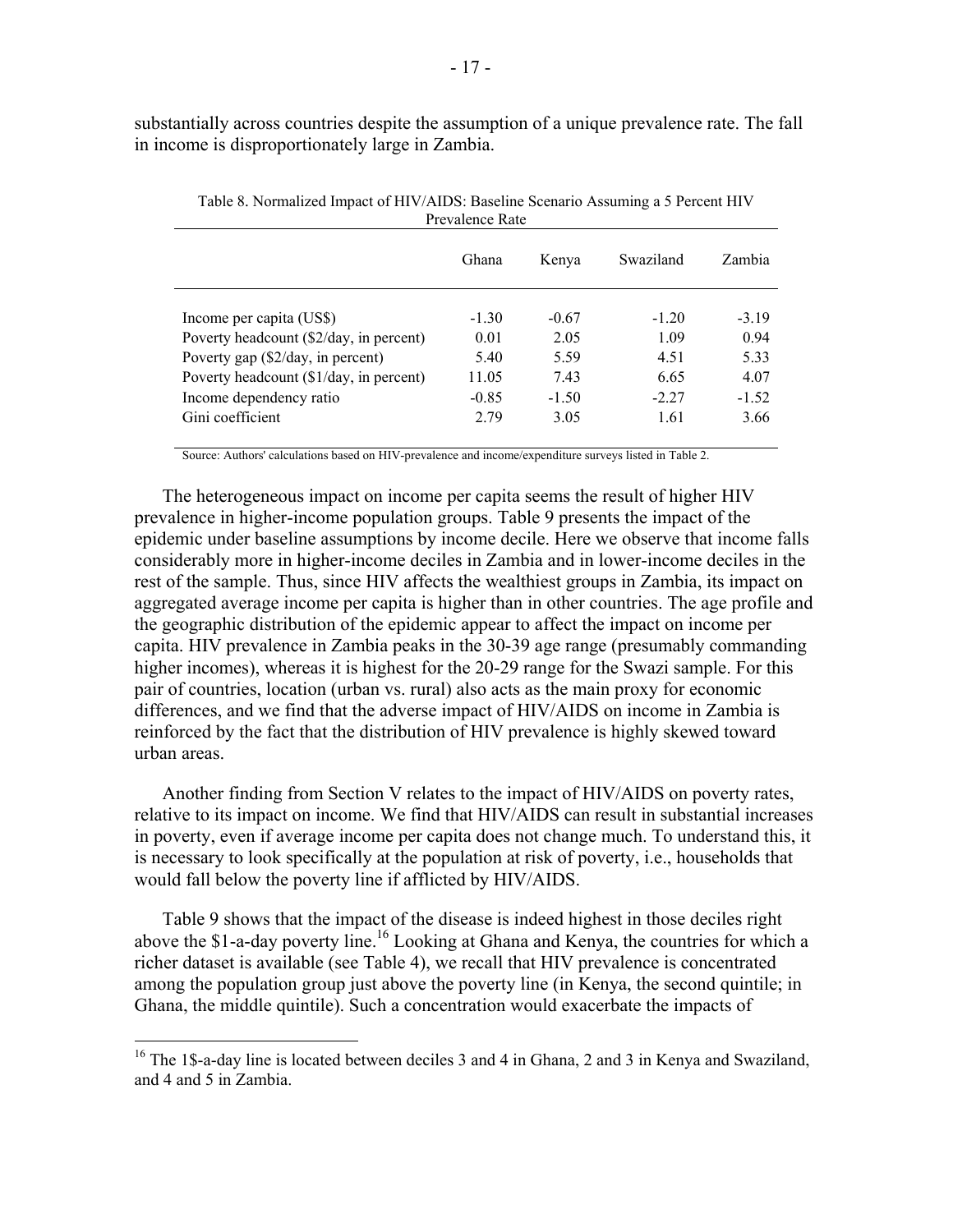substantially across countries despite the assumption of a unique prevalence rate. The fall in income is disproportionately large in Zambia.

Table 8. Normalized Impact of HIV/AIDS: Baseline Scenario Assuming a 5 Percent HIV Prevalence Rate

| | Ghana | Kenya | Swaziland | Zambia |
|---|---|---|---|---|
| Income per capita (US$) | -1.30 | -0.67 | -1.20 | -3.19 |
| Poverty headcount ($2/day, in percent) | 0.01 | 2.05 | 1.09 | 0.94 |
| Poverty gap ($2/day, in percent) | 5.40 | 5.59 | 4.51 | 5.33 |
| Poverty headcount ($1/day, in percent) | 11.05 | 7.43 | 6.65 | 4.07 |
| Income dependency ratio | -0.85 | -1.50 | -2.27 | -1.52 |
| Gini coefficient | 2.79 | 3.05 | 1.61 | 3.66 |

Source: Authors' calculations based on HIV-prevalence and income/expenditure surveys listed in Table 2.

The heterogeneous impact on income per capita seems the result of higher HIV prevalence in higher-income population groups. Table 9 presents the impact of the epidemic under baseline assumptions by income decile. Here we observe that income falls considerably more in higher-income deciles in Zambia and in lower-income deciles in the rest of the sample. Thus, since HIV affects the wealthiest groups in Zambia, its impact on aggregated average income per capita is higher than in other countries. The age profile and the geographic distribution of the epidemic appear to affect the impact on income per capita. HIV prevalence in Zambia peaks in the 30-39 age range (presumably commanding higher incomes), whereas it is highest for the 20-29 range for the Swazi sample. For this pair of countries, location (urban vs. rural) also acts as the main proxy for economic differences, and we find that the adverse impact of HIV/AIDS on income in Zambia is reinforced by the fact that the distribution of HIV prevalence is highly skewed toward urban areas.

Another finding from Section V relates to the impact of HIV/AIDS on poverty rates, relative to its impact on income. We find that HIV/AIDS can result in substantial increases in poverty, even if average income per capita does not change much. To understand this, it is necessary to look specifically at the population at risk of poverty, i.e., households that would fall below the poverty line if afflicted by HIV/AIDS.

Table 9 shows that the impact of the disease is indeed highest in those deciles right above the $1-a-day poverty line.[16] Looking at Ghana and Kenya, the countries for which a richer dataset is available (see Table 4), we recall that HIV prevalence is concentrated among the population group just above the poverty line (in Kenya, the second quintile; in Ghana, the middle quintile). Such a concentration would exacerbate the impacts of

[16] The 1$-a-day line is located between deciles 3 and 4 in Ghana, 2 and 3 in Kenya and Swaziland, and 4 and 5 in Zambia.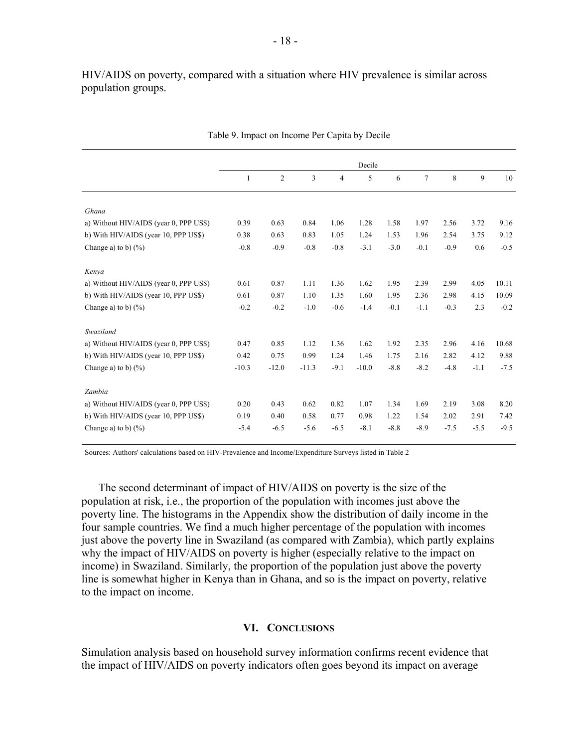HIV/AIDS on poverty, compared with a situation where HIV prevalence is similar across population groups.

Table 9. Impact on Income Per Capita by Decile

| | Decile | | | | | | | | | |
|---|---|---|---|---|---|---|---|---|---|---|
| | 1 | 2 | 3 | 4 | 5 | 6 | 7 | 8 | 9 | 10 |
| *Ghana* | | | | | | | | | | |
| a) Without HIV/AIDS (year 0, PPP US$) | 0.39 | 0.63 | 0.84 | 1.06 | 1.28 | 1.58 | 1.97 | 2.56 | 3.72 | 9.16 |
| b) With HIV/AIDS (year 10, PPP US$) | 0.38 | 0.63 | 0.83 | 1.05 | 1.24 | 1.53 | 1.96 | 2.54 | 3.75 | 9.12 |
| Change a) to b) (%) | -0.8 | -0.9 | -0.8 | -0.8 | -3.1 | -3.0 | -0.1 | -0.9 | 0.6 | -0.5 |
| *Kenya* | | | | | | | | | | |
| a) Without HIV/AIDS (year 0, PPP US$) | 0.61 | 0.87 | 1.11 | 1.36 | 1.62 | 1.95 | 2.39 | 2.99 | 4.05 | 10.11 |
| b) With HIV/AIDS (year 10, PPP US$) | 0.61 | 0.87 | 1.10 | 1.35 | 1.60 | 1.95 | 2.36 | 2.98 | 4.15 | 10.09 |
| Change a) to b) (%) | -0.2 | -0.2 | -1.0 | -0.6 | -1.4 | -0.1 | -1.1 | -0.3 | 2.3 | -0.2 |
| *Swaziland* | | | | | | | | | | |
| a) Without HIV/AIDS (year 0, PPP US$) | 0.47 | 0.85 | 1.12 | 1.36 | 1.62 | 1.92 | 2.35 | 2.96 | 4.16 | 10.68 |
| b) With HIV/AIDS (year 10, PPP US$) | 0.42 | 0.75 | 0.99 | 1.24 | 1.46 | 1.75 | 2.16 | 2.82 | 4.12 | 9.88 |
| Change a) to b) (%) | -10.3 | -12.0 | -11.3 | -9.1 | -10.0 | -8.8 | -8.2 | -4.8 | -1.1 | -7.5 |
| *Zambia* | | | | | | | | | | |
| a) Without HIV/AIDS (year 0, PPP US$) | 0.20 | 0.43 | 0.62 | 0.82 | 1.07 | 1.34 | 1.69 | 2.19 | 3.08 | 8.20 |
| b) With HIV/AIDS (year 10, PPP US$) | 0.19 | 0.40 | 0.58 | 0.77 | 0.98 | 1.22 | 1.54 | 2.02 | 2.91 | 7.42 |
| Change a) to b) (%) | -5.4 | -6.5 | -5.6 | -6.5 | -8.1 | -8.8 | -8.9 | -7.5 | -5.5 | -9.5 |

Sources: Authors' calculations based on HIV-Prevalence and Income/Expenditure Surveys listed in Table 2

The second determinant of impact of HIV/AIDS on poverty is the size of the population at risk, i.e., the proportion of the population with incomes just above the poverty line. The histograms in the Appendix show the distribution of daily income in the four sample countries. We find a much higher percentage of the population with incomes just above the poverty line in Swaziland (as compared with Zambia), which partly explains why the impact of HIV/AIDS on poverty is higher (especially relative to the impact on income) in Swaziland. Similarly, the proportion of the population just above the poverty line is somewhat higher in Kenya than in Ghana, and so is the impact on poverty, relative to the impact on income.

## VI. Conclusions

Simulation analysis based on household survey information confirms recent evidence that the impact of HIV/AIDS on poverty indicators often goes beyond its impact on average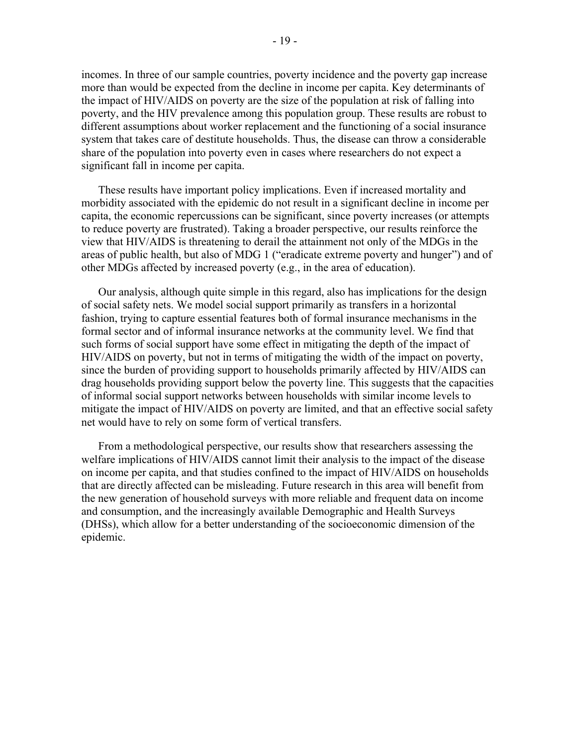incomes. In three of our sample countries, poverty incidence and the poverty gap increase more than would be expected from the decline in income per capita. Key determinants of the impact of HIV/AIDS on poverty are the size of the population at risk of falling into poverty, and the HIV prevalence among this population group. These results are robust to different assumptions about worker replacement and the functioning of a social insurance system that takes care of destitute households. Thus, the disease can throw a considerable share of the population into poverty even in cases where researchers do not expect a significant fall in income per capita.

These results have important policy implications. Even if increased mortality and morbidity associated with the epidemic do not result in a significant decline in income per capita, the economic repercussions can be significant, since poverty increases (or attempts to reduce poverty are frustrated). Taking a broader perspective, our results reinforce the view that HIV/AIDS is threatening to derail the attainment not only of the MDGs in the areas of public health, but also of MDG 1 ("eradicate extreme poverty and hunger") and of other MDGs affected by increased poverty (e.g., in the area of education).

Our analysis, although quite simple in this regard, also has implications for the design of social safety nets. We model social support primarily as transfers in a horizontal fashion, trying to capture essential features both of formal insurance mechanisms in the formal sector and of informal insurance networks at the community level. We find that such forms of social support have some effect in mitigating the depth of the impact of HIV/AIDS on poverty, but not in terms of mitigating the width of the impact on poverty, since the burden of providing support to households primarily affected by HIV/AIDS can drag households providing support below the poverty line. This suggests that the capacities of informal social support networks between households with similar income levels to mitigate the impact of HIV/AIDS on poverty are limited, and that an effective social safety net would have to rely on some form of vertical transfers.

From a methodological perspective, our results show that researchers assessing the welfare implications of HIV/AIDS cannot limit their analysis to the impact of the disease on income per capita, and that studies confined to the impact of HIV/AIDS on households that are directly affected can be misleading. Future research in this area will benefit from the new generation of household surveys with more reliable and frequent data on income and consumption, and the increasingly available Demographic and Health Surveys (DHSs), which allow for a better understanding of the socioeconomic dimension of the epidemic.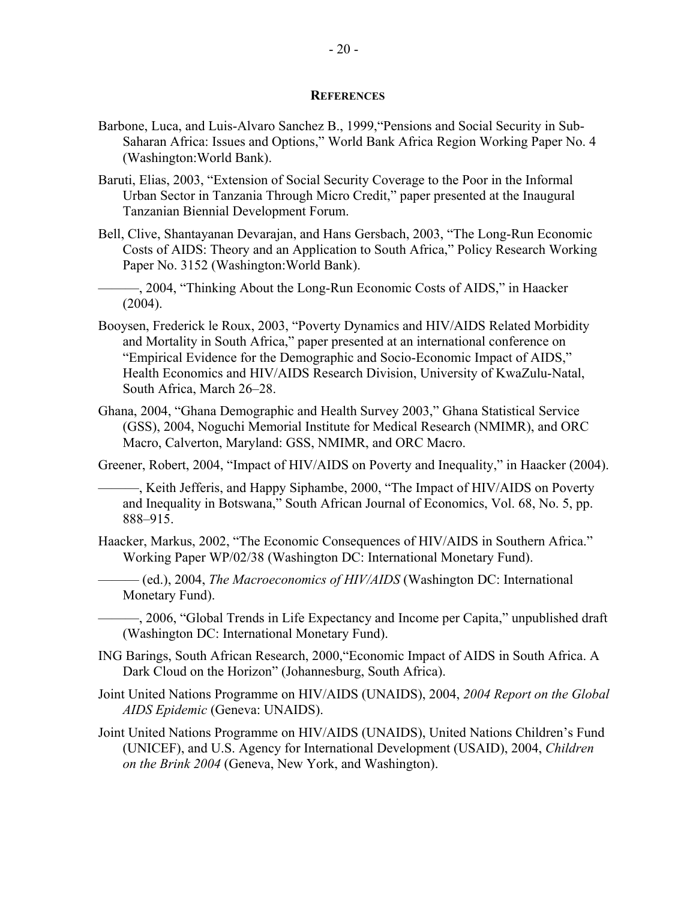## REFERENCES

Barbone, Luca, and Luis-Alvaro Sanchez B., 1999,"Pensions and Social Security in Sub-Saharan Africa: Issues and Options," World Bank Africa Region Working Paper No. 4 (Washington:World Bank).

Baruti, Elias, 2003, "Extension of Social Security Coverage to the Poor in the Informal Urban Sector in Tanzania Through Micro Credit," paper presented at the Inaugural Tanzanian Biennial Development Forum.

Bell, Clive, Shantayanan Devarajan, and Hans Gersbach, 2003, "The Long-Run Economic Costs of AIDS: Theory and an Application to South Africa," Policy Research Working Paper No. 3152 (Washington:World Bank).

———, 2004, "Thinking About the Long-Run Economic Costs of AIDS," in Haacker (2004).

Booysen, Frederick le Roux, 2003, "Poverty Dynamics and HIV/AIDS Related Morbidity and Mortality in South Africa," paper presented at an international conference on "Empirical Evidence for the Demographic and Socio-Economic Impact of AIDS," Health Economics and HIV/AIDS Research Division, University of KwaZulu-Natal, South Africa, March 26–28.

Ghana, 2004, "Ghana Demographic and Health Survey 2003," Ghana Statistical Service (GSS), 2004, Noguchi Memorial Institute for Medical Research (NMIMR), and ORC Macro, Calverton, Maryland: GSS, NMIMR, and ORC Macro.

Greener, Robert, 2004, "Impact of HIV/AIDS on Poverty and Inequality," in Haacker (2004).

———, Keith Jefferis, and Happy Siphambe, 2000, "The Impact of HIV/AIDS on Poverty and Inequality in Botswana," South African Journal of Economics, Vol. 68, No. 5, pp. 888–915.

Haacker, Markus, 2002, "The Economic Consequences of HIV/AIDS in Southern Africa." Working Paper WP/02/38 (Washington DC: International Monetary Fund).

——— (ed.), 2004, *The Macroeconomics of HIV/AIDS* (Washington DC: International Monetary Fund).

———, 2006, "Global Trends in Life Expectancy and Income per Capita," unpublished draft (Washington DC: International Monetary Fund).

ING Barings, South African Research, 2000,"Economic Impact of AIDS in South Africa. A Dark Cloud on the Horizon" (Johannesburg, South Africa).

Joint United Nations Programme on HIV/AIDS (UNAIDS), 2004, *2004 Report on the Global AIDS Epidemic* (Geneva: UNAIDS).

Joint United Nations Programme on HIV/AIDS (UNAIDS), United Nations Children's Fund (UNICEF), and U.S. Agency for International Development (USAID), 2004, *Children on the Brink 2004* (Geneva, New York, and Washington).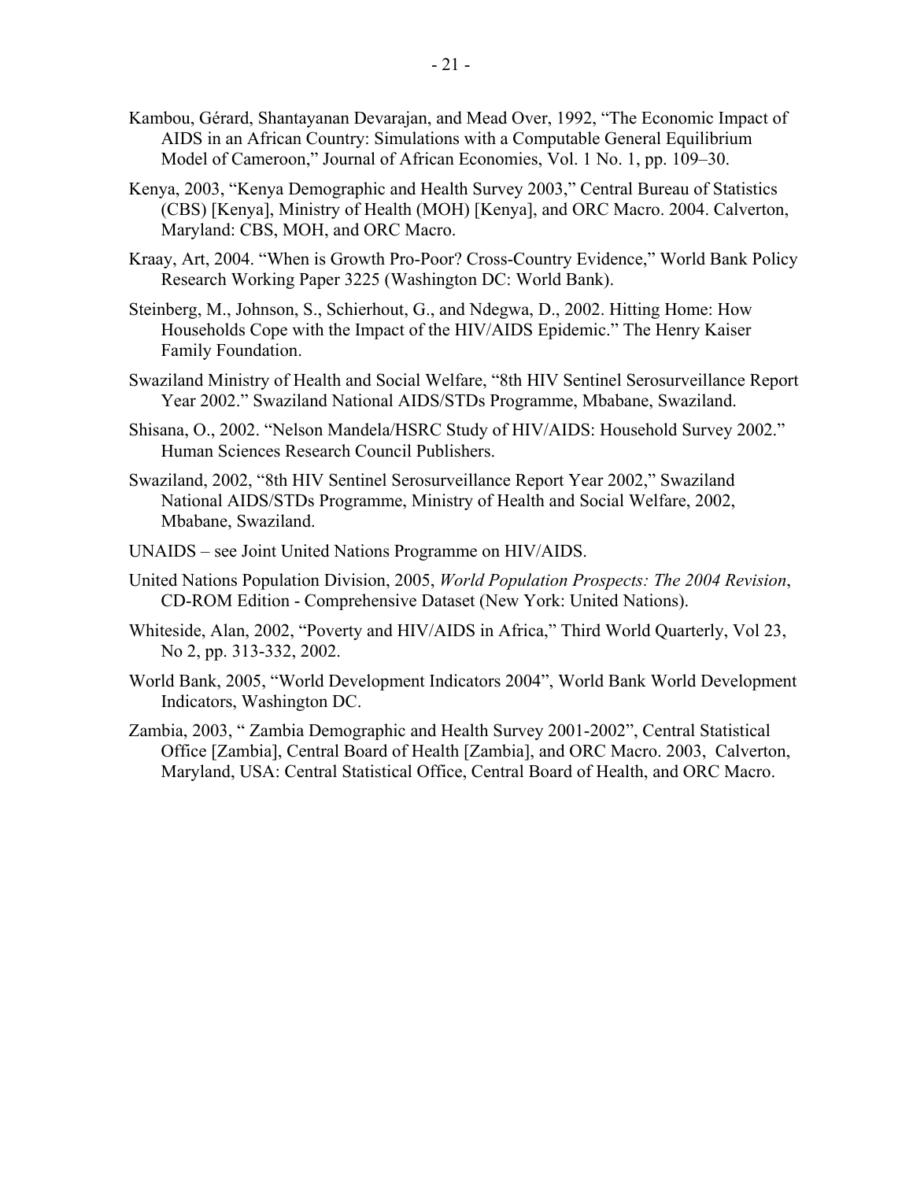Kambou, Gérard, Shantayanan Devarajan, and Mead Over, 1992, "The Economic Impact of AIDS in an African Country: Simulations with a Computable General Equilibrium Model of Cameroon," Journal of African Economies, Vol. 1 No. 1, pp. 109–30.

Kenya, 2003, "Kenya Demographic and Health Survey 2003," Central Bureau of Statistics (CBS) [Kenya], Ministry of Health (MOH) [Kenya], and ORC Macro. 2004. Calverton, Maryland: CBS, MOH, and ORC Macro.

Kraay, Art, 2004. "When is Growth Pro-Poor? Cross-Country Evidence," World Bank Policy Research Working Paper 3225 (Washington DC: World Bank).

Steinberg, M., Johnson, S., Schierhout, G., and Ndegwa, D., 2002. Hitting Home: How Households Cope with the Impact of the HIV/AIDS Epidemic." The Henry Kaiser Family Foundation.

Swaziland Ministry of Health and Social Welfare, "8th HIV Sentinel Serosurveillance Report Year 2002." Swaziland National AIDS/STDs Programme, Mbabane, Swaziland.

Shisana, O., 2002. "Nelson Mandela/HSRC Study of HIV/AIDS: Household Survey 2002." Human Sciences Research Council Publishers.

Swaziland, 2002, "8th HIV Sentinel Serosurveillance Report Year 2002," Swaziland National AIDS/STDs Programme, Ministry of Health and Social Welfare, 2002, Mbabane, Swaziland.

UNAIDS – see Joint United Nations Programme on HIV/AIDS.

United Nations Population Division, 2005, *World Population Prospects: The 2004 Revision*, CD-ROM Edition - Comprehensive Dataset (New York: United Nations).

Whiteside, Alan, 2002, "Poverty and HIV/AIDS in Africa," Third World Quarterly, Vol 23, No 2, pp. 313-332, 2002.

World Bank, 2005, "World Development Indicators 2004", World Bank World Development Indicators, Washington DC.

Zambia, 2003, " Zambia Demographic and Health Survey 2001-2002", Central Statistical Office [Zambia], Central Board of Health [Zambia], and ORC Macro. 2003, Calverton, Maryland, USA: Central Statistical Office, Central Board of Health, and ORC Macro.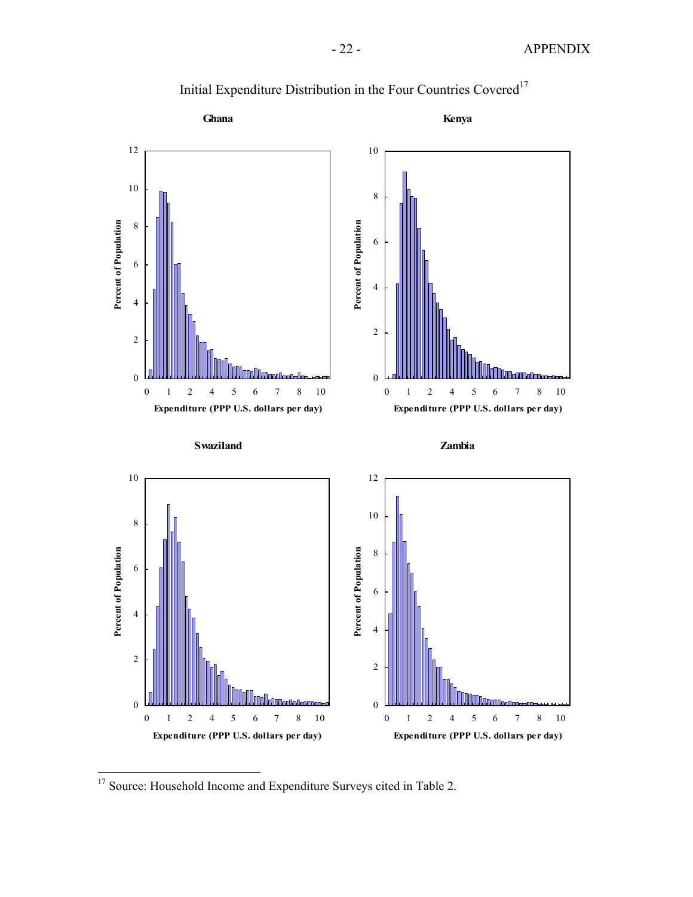Initial Expenditure Distribution in the Four Countries Covered[17]

**Ghana**

12
10
8
6
4
2
0

0 1 2 4 5 6 7 8 10

**Percent of Population**

**Expenditure (PPP U.S. dollars per day)**

**Kenya**

10
8
6
4
2
0

0 1 2 4 5 6 7 8 10

**Percent of Population**

**Expenditure (PPP U.S. dollars per day)**

**Swaziland**

10
8
6
4
2
0

0 1 2 4 5 6 7 8 10

**Percent of Population**

**Expenditure (PPP U.S. dollars per day)**

**Zambia**

12
10
8
6
4
2
0

0 1 2 4 5 6 7 8 10

**Percent of Population**

**Expenditure (PPP U.S. dollars per day)**

---

[17] Source: Household Income and Expenditure Surveys cited in Table 2.